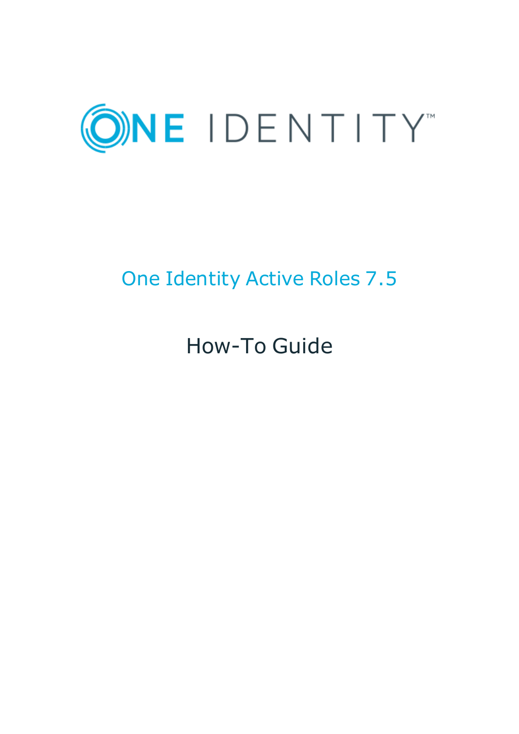ONE IDENTITY™

# One Identity Active Roles 7.5

## How-To Guide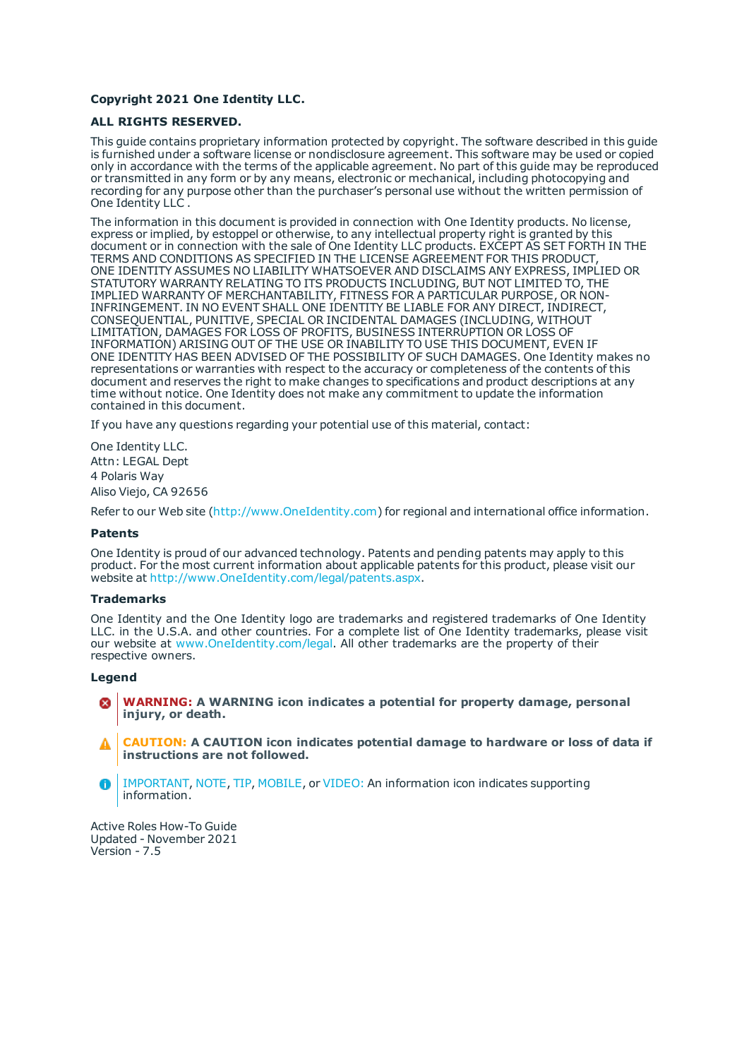**Copyright 2021 One Identity LLC.**

**ALL RIGHTS RESERVED.**

This guide contains proprietary information protected by copyright. The software described in this guide is furnished under a software license or nondisclosure agreement. This software may be used or copied only in accordance with the terms of the applicable agreement. No part of this guide may be reproduced or transmitted in any form or by any means, electronic or mechanical, including photocopying and recording for any purpose other than the purchaser's personal use without the written permission of One Identity LLC .

The information in this document is provided in connection with One Identity products. No license, express or implied, by estoppel or otherwise, to any intellectual property right is granted by this document or in connection with the sale of One Identity LLC products. EXCEPT AS SET FORTH IN THE TERMS AND CONDITIONS AS SPECIFIED IN THE LICENSE AGREEMENT FOR THIS PRODUCT, ONE IDENTITY ASSUMES NO LIABILITY WHATSOEVER AND DISCLAIMS ANY EXPRESS, IMPLIED OR STATUTORY WARRANTY RELATING TO ITS PRODUCTS INCLUDING, BUT NOT LIMITED TO, THE IMPLIED WARRANTY OF MERCHANTABILITY, FITNESS FOR A PARTICULAR PURPOSE, OR NON-INFRINGEMENT. IN NO EVENT SHALL ONE IDENTITY BE LIABLE FOR ANY DIRECT, INDIRECT, CONSEQUENTIAL, PUNITIVE, SPECIAL OR INCIDENTAL DAMAGES (INCLUDING, WITHOUT LIMITATION, DAMAGES FOR LOSS OF PROFITS, BUSINESS INTERRUPTION OR LOSS OF INFORMATION) ARISING OUT OF THE USE OR INABILITY TO USE THIS DOCUMENT, EVEN IF ONE IDENTITY HAS BEEN ADVISED OF THE POSSIBILITY OF SUCH DAMAGES. One Identity makes no representations or warranties with respect to the accuracy or completeness of the contents of this document and reserves the right to make changes to specifications and product descriptions at any time without notice. One Identity does not make any commitment to update the information contained in this document.

If you have any questions regarding your potential use of this material, contact:

One Identity LLC.
Attn: LEGAL Dept
4 Polaris Way
Aliso Viejo, CA 92656

Refer to our Web site (http://www.OneIdentity.com) for regional and international office information.

**Patents**

One Identity is proud of our advanced technology. Patents and pending patents may apply to this product. For the most current information about applicable patents for this product, please visit our website at http://www.OneIdentity.com/legal/patents.aspx.

**Trademarks**

One Identity and the One Identity logo are trademarks and registered trademarks of One Identity LLC. in the U.S.A. and other countries. For a complete list of One Identity trademarks, please visit our website at www.OneIdentity.com/legal. All other trademarks are the property of their respective owners.

**Legend**

**WARNING: A WARNING icon indicates a potential for property damage, personal injury, or death.**

**CAUTION: A CAUTION icon indicates potential damage to hardware or loss of data if instructions are not followed.**

IMPORTANT, NOTE, TIP, MOBILE, or VIDEO: An information icon indicates supporting information.

Active Roles How-To Guide
Updated - November 2021
Version - 7.5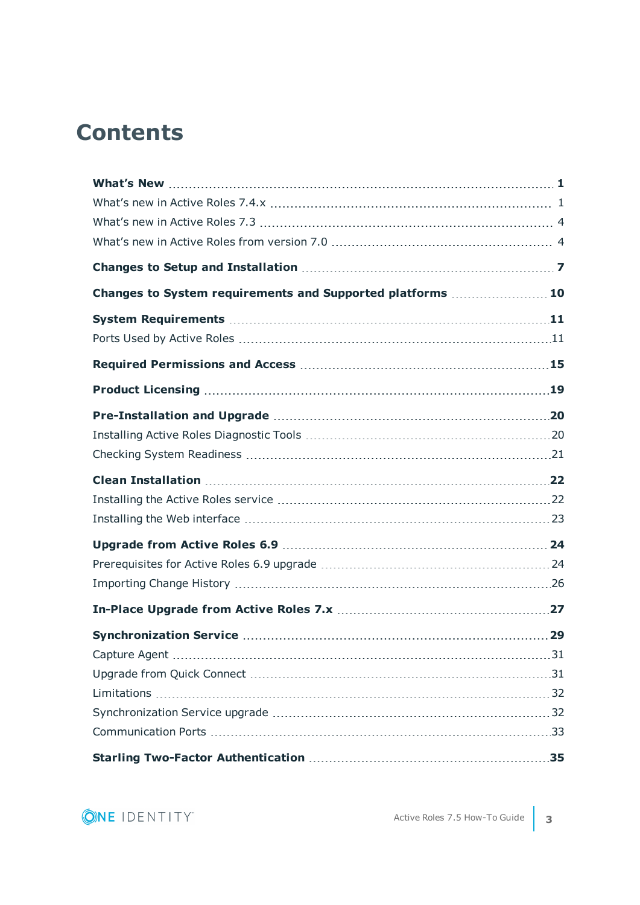# Contents

**What's New** .... **1**

- What's new in Active Roles 7.4.x .... 1
- What's new in Active Roles 7.3 .... 4
- What's new in Active Roles from version 7.0 .... 4

**Changes to Setup and Installation** .... **7**

**Changes to System requirements and Supported platforms** .... **10**

**System Requirements** .... **11**

- Ports Used by Active Roles .... 11

**Required Permissions and Access** .... **15**

**Product Licensing** .... **19**

**Pre-Installation and Upgrade** .... **20**

- Installing Active Roles Diagnostic Tools .... 20
- Checking System Readiness .... 21

**Clean Installation** .... **22**

- Installing the Active Roles service .... 22
- Installing the Web interface .... 23

**Upgrade from Active Roles 6.9** .... **24**

- Prerequisites for Active Roles 6.9 upgrade .... 24
- Importing Change History .... 26

**In-Place Upgrade from Active Roles 7.x** .... **27**

**Synchronization Service** .... **29**

- Capture Agent .... 31
- Upgrade from Quick Connect .... 31
- Limitations .... 32
- Synchronization Service upgrade .... 32
- Communication Ports .... 33

**Starling Two-Factor Authentication** .... **35**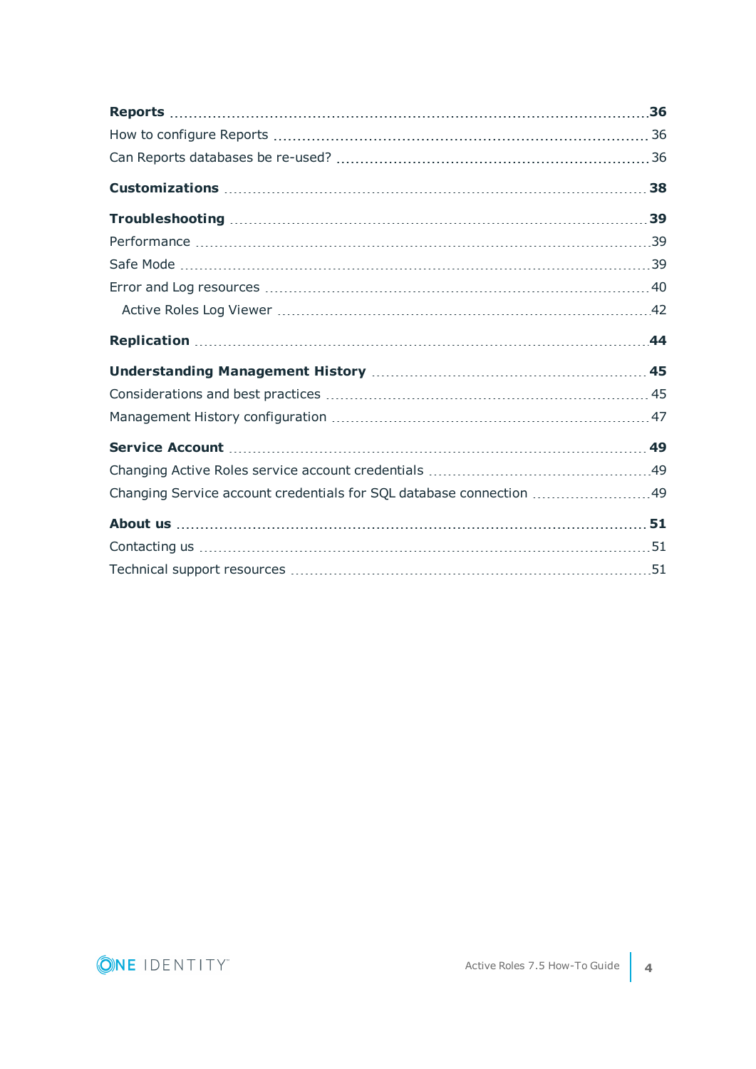**Reports** .................................................... **36**

How to configure Reports .................................................... 36

Can Reports databases be re-used? .................................................... 36

**Customizations** .................................................... **38**

**Troubleshooting** .................................................... **39**

Performance .................................................... 39

Safe Mode .................................................... 39

Error and Log resources .................................................... 40

  Active Roles Log Viewer .................................................... 42

**Replication** .................................................... **44**

**Understanding Management History** .................................................... **45**

Considerations and best practices .................................................... 45

Management History configuration .................................................... 47

**Service Account** .................................................... **49**

Changing Active Roles service account credentials .................................................... 49

Changing Service account credentials for SQL database connection .................................................... 49

**About us** .................................................... **51**

Contacting us .................................................... 51

Technical support resources .................................................... 51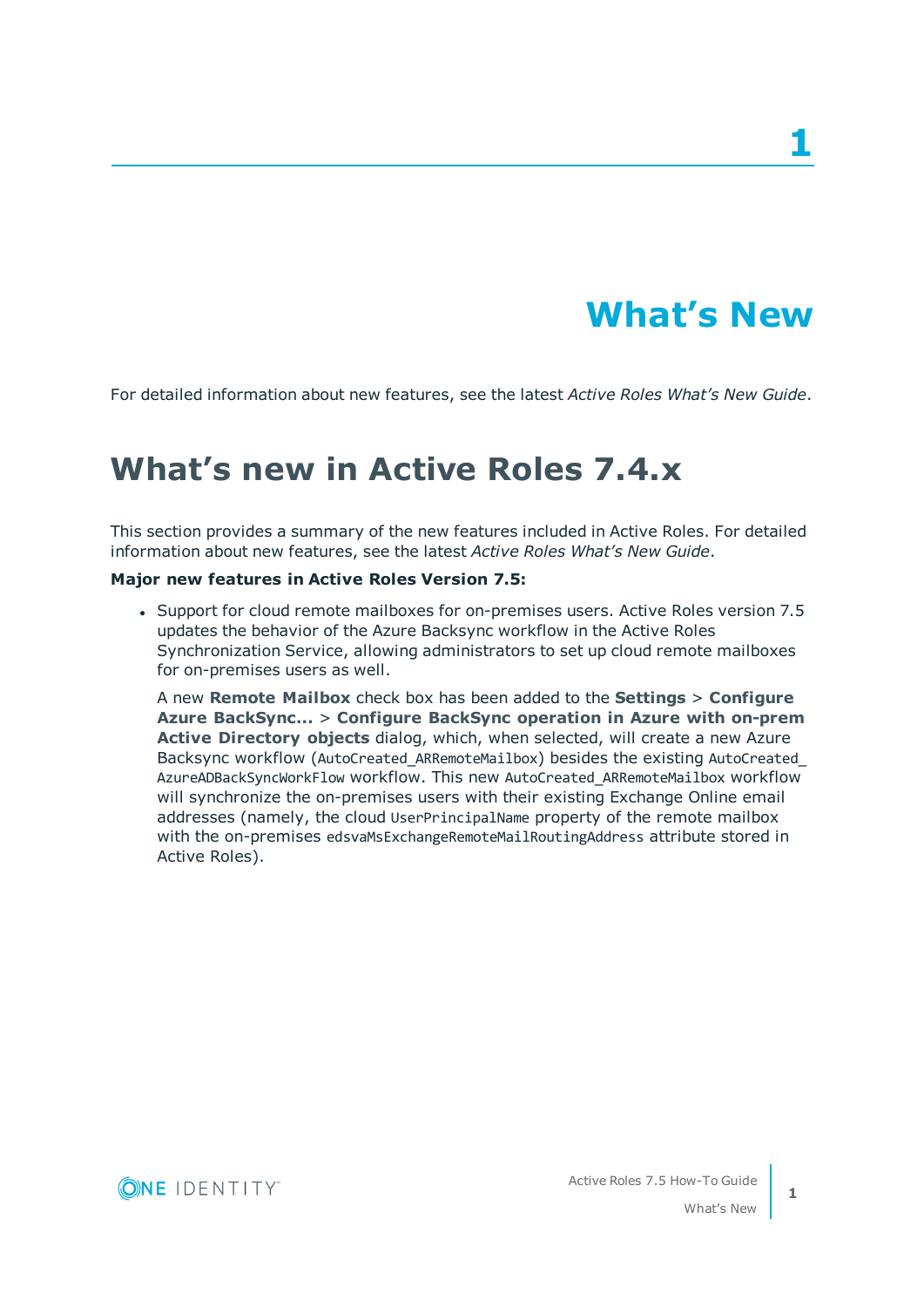# What's New

For detailed information about new features, see the latest *Active Roles What's New Guide*.

## What's new in Active Roles 7.4.x

This section provides a summary of the new features included in Active Roles. For detailed information about new features, see the latest *Active Roles What's New Guide*.

**Major new features in Active Roles Version 7.5:**

- Support for cloud remote mailboxes for on-premises users. Active Roles version 7.5 updates the behavior of the Azure Backsync workflow in the Active Roles Synchronization Service, allowing administrators to set up cloud remote mailboxes for on-premises users as well.

  A new **Remote Mailbox** check box has been added to the **Settings** > **Configure Azure BackSync...** > **Configure BackSync operation in Azure with on-prem Active Directory objects** dialog, which, when selected, will create a new Azure Backsync workflow (`AutoCreated_ARRemoteMailbox`) besides the existing `AutoCreated_AzureADBackSyncWorkFlow` workflow. This new `AutoCreated_ARRemoteMailbox` workflow will synchronize the on-premises users with their existing Exchange Online email addresses (namely, the cloud `UserPrincipalName` property of the remote mailbox with the on-premises `edsvaMsExchangeRemoteMailRoutingAddress` attribute stored in Active Roles).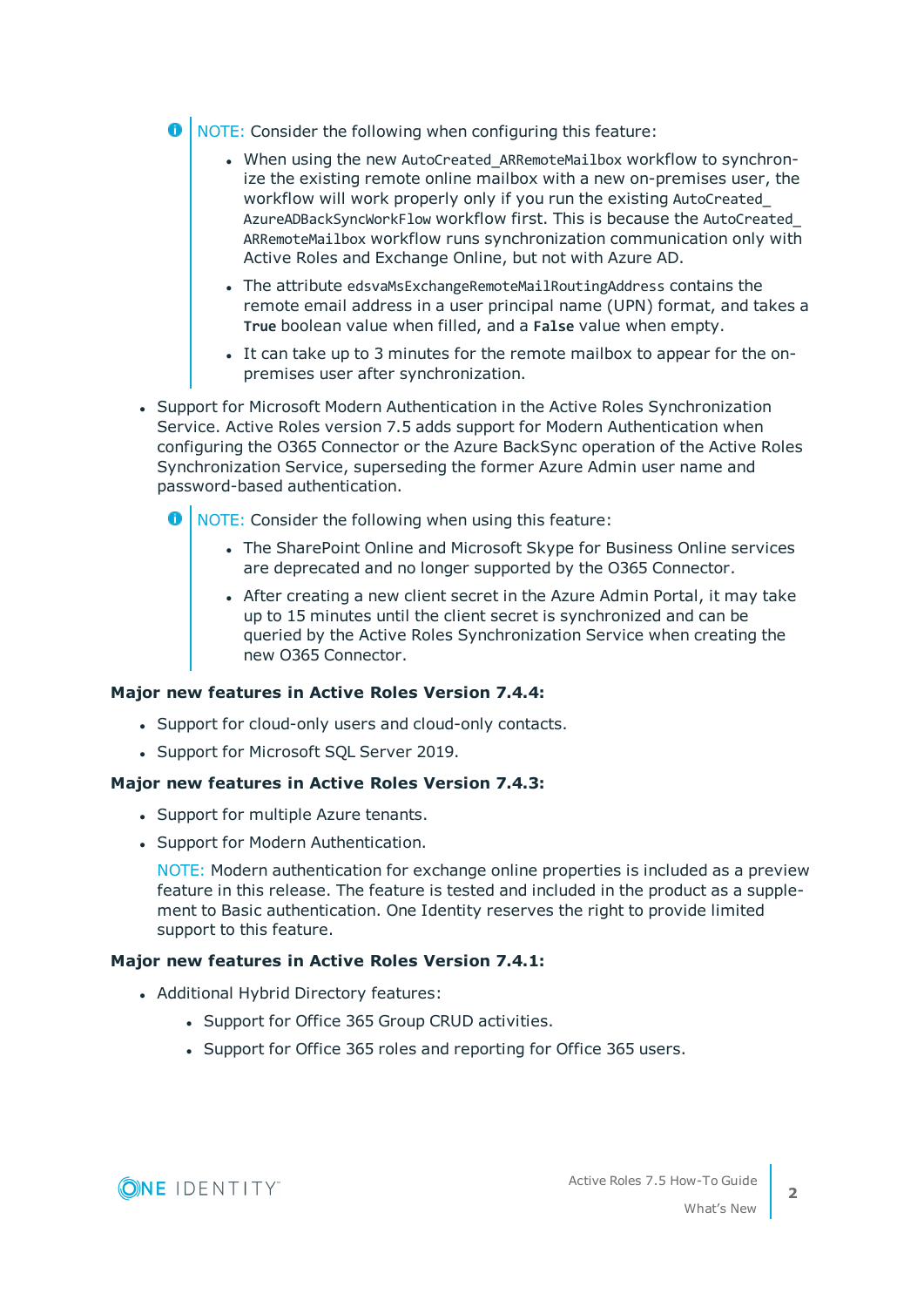> NOTE: Consider the following when configuring this feature:
>
> - When using the new `AutoCreated_ARRemoteMailbox` workflow to synchronize the existing remote online mailbox with a new on-premises user, the workflow will work properly only if you run the existing `AutoCreated_AzureADBackSyncWorkFlow` workflow first. This is because the `AutoCreated_ARRemoteMailbox` workflow runs synchronization communication only with Active Roles and Exchange Online, but not with Azure AD.
> - The attribute `edsvaMsExchangeRemoteMailRoutingAddress` contains the remote email address in a user principal name (UPN) format, and takes a **`True`** boolean value when filled, and a **`False`** value when empty.
> - It can take up to 3 minutes for the remote mailbox to appear for the on-premises user after synchronization.

- Support for Microsoft Modern Authentication in the Active Roles Synchronization Service. Active Roles version 7.5 adds support for Modern Authentication when configuring the O365 Connector or the Azure BackSync operation of the Active Roles Synchronization Service, superseding the former Azure Admin user name and password-based authentication.

> NOTE: Consider the following when using this feature:
>
> - The SharePoint Online and Microsoft Skype for Business Online services are deprecated and no longer supported by the O365 Connector.
> - After creating a new client secret in the Azure Admin Portal, it may take up to 15 minutes until the client secret is synchronized and can be queried by the Active Roles Synchronization Service when creating the new O365 Connector.

**Major new features in Active Roles Version 7.4.4:**

- Support for cloud-only users and cloud-only contacts.
- Support for Microsoft SQL Server 2019.

**Major new features in Active Roles Version 7.4.3:**

- Support for multiple Azure tenants.
- Support for Modern Authentication.

  NOTE: Modern authentication for exchange online properties is included as a preview feature in this release. The feature is tested and included in the product as a supplement to Basic authentication. One Identity reserves the right to provide limited support to this feature.

**Major new features in Active Roles Version 7.4.1:**

- Additional Hybrid Directory features:
  - Support for Office 365 Group CRUD activities.
  - Support for Office 365 roles and reporting for Office 365 users.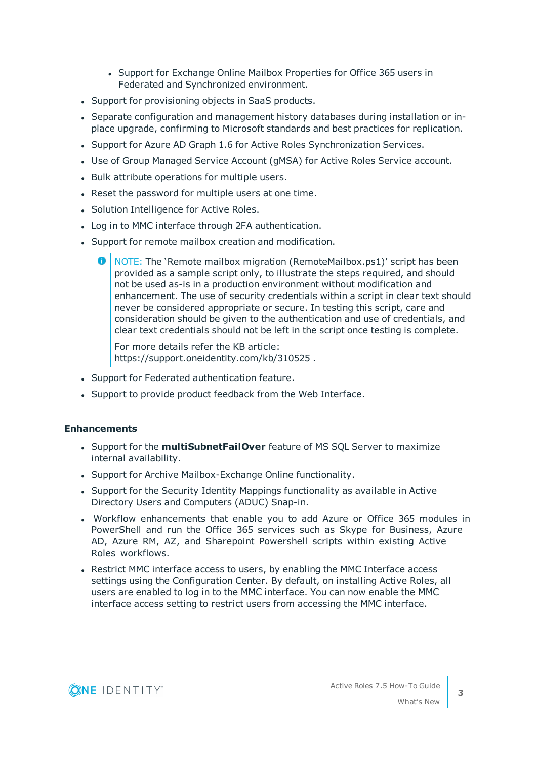- Support for Exchange Online Mailbox Properties for Office 365 users in Federated and Synchronized environment.
- Support for provisioning objects in SaaS products.
- Separate configuration and management history databases during installation or in-place upgrade, confirming to Microsoft standards and best practices for replication.
- Support for Azure AD Graph 1.6 for Active Roles Synchronization Services.
- Use of Group Managed Service Account (gMSA) for Active Roles Service account.
- Bulk attribute operations for multiple users.
- Reset the password for multiple users at one time.
- Solution Intelligence for Active Roles.
- Log in to MMC interface through 2FA authentication.
- Support for remote mailbox creation and modification.

  > NOTE: The 'Remote mailbox migration (RemoteMailbox.ps1)' script has been provided as a sample script only, to illustrate the steps required, and should not be used as-is in a production environment without modification and enhancement. The use of security credentials within a script in clear text should never be considered appropriate or secure. In testing this script, care and consideration should be given to the authentication and use of credentials, and clear text credentials should not be left in the script once testing is complete.
  >
  > For more details refer the KB article: https://support.oneidentity.com/kb/310525 .

- Support for Federated authentication feature.
- Support to provide product feedback from the Web Interface.

**Enhancements**

- Support for the **multiSubnetFailOver** feature of MS SQL Server to maximize internal availability.
- Support for Archive Mailbox-Exchange Online functionality.
- Support for the Security Identity Mappings functionality as available in Active Directory Users and Computers (ADUC) Snap-in.
- Workflow enhancements that enable you to add Azure or Office 365 modules in PowerShell and run the Office 365 services such as Skype for Business, Azure AD, Azure RM, AZ, and Sharepoint Powershell scripts within existing Active Roles workflows.
- Restrict MMC interface access to users, by enabling the MMC Interface access settings using the Configuration Center. By default, on installing Active Roles, all users are enabled to log in to the MMC interface. You can now enable the MMC interface access setting to restrict users from accessing the MMC interface.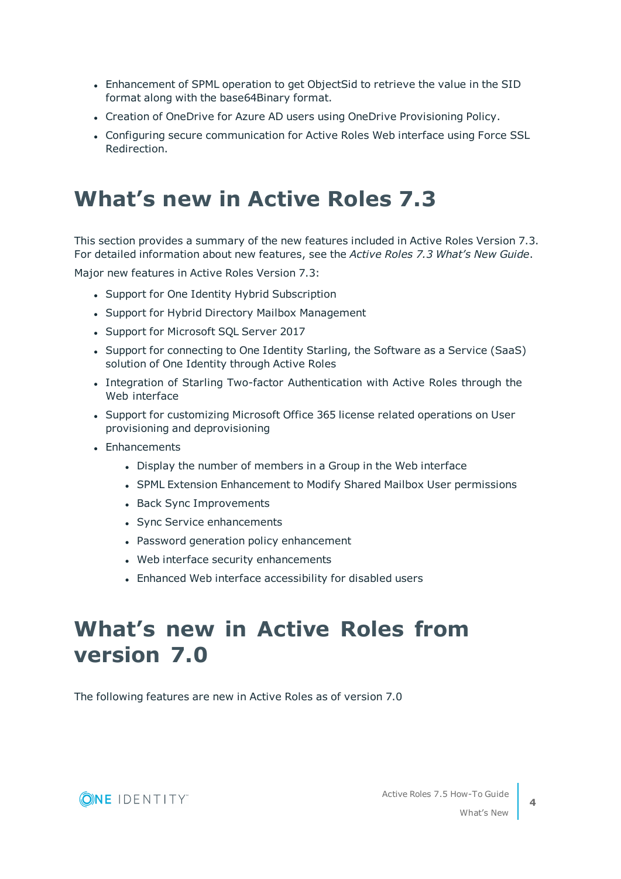- Enhancement of SPML operation to get ObjectSid to retrieve the value in the SID format along with the base64Binary format.
- Creation of OneDrive for Azure AD users using OneDrive Provisioning Policy.
- Configuring secure communication for Active Roles Web interface using Force SSL Redirection.

# What’s new in Active Roles 7.3

This section provides a summary of the new features included in Active Roles Version 7.3. For detailed information about new features, see the *Active Roles 7.3 What’s New Guide*.

Major new features in Active Roles Version 7.3:

- Support for One Identity Hybrid Subscription
- Support for Hybrid Directory Mailbox Management
- Support for Microsoft SQL Server 2017
- Support for connecting to One Identity Starling, the Software as a Service (SaaS) solution of One Identity through Active Roles
- Integration of Starling Two-factor Authentication with Active Roles through the Web interface
- Support for customizing Microsoft Office 365 license related operations on User provisioning and deprovisioning
- Enhancements
  - Display the number of members in a Group in the Web interface
  - SPML Extension Enhancement to Modify Shared Mailbox User permissions
  - Back Sync Improvements
  - Sync Service enhancements
  - Password generation policy enhancement
  - Web interface security enhancements
  - Enhanced Web interface accessibility for disabled users

# What’s new in Active Roles from version 7.0

The following features are new in Active Roles as of version 7.0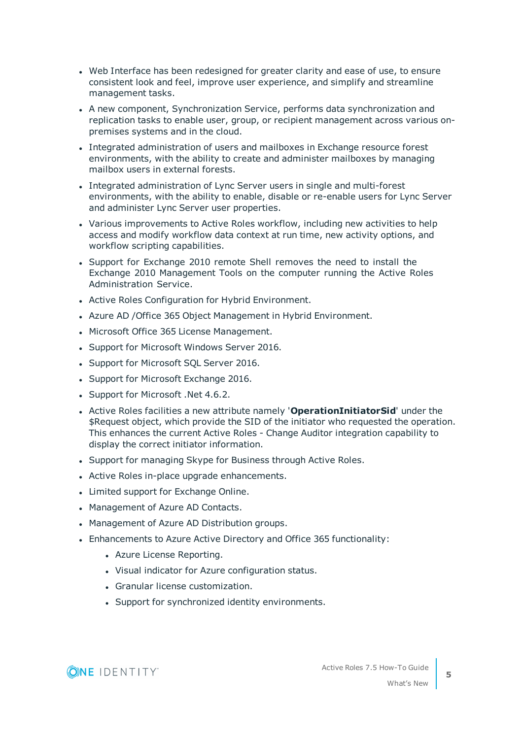- Web Interface has been redesigned for greater clarity and ease of use, to ensure consistent look and feel, improve user experience, and simplify and streamline management tasks.
- A new component, Synchronization Service, performs data synchronization and replication tasks to enable user, group, or recipient management across various on-premises systems and in the cloud.
- Integrated administration of users and mailboxes in Exchange resource forest environments, with the ability to create and administer mailboxes by managing mailbox users in external forests.
- Integrated administration of Lync Server users in single and multi-forest environments, with the ability to enable, disable or re-enable users for Lync Server and administer Lync Server user properties.
- Various improvements to Active Roles workflow, including new activities to help access and modify workflow data context at run time, new activity options, and workflow scripting capabilities.
- Support for Exchange 2010 remote Shell removes the need to install the Exchange 2010 Management Tools on the computer running the Active Roles Administration Service.
- Active Roles Configuration for Hybrid Environment.
- Azure AD /Office 365 Object Management in Hybrid Environment.
- Microsoft Office 365 License Management.
- Support for Microsoft Windows Server 2016.
- Support for Microsoft SQL Server 2016.
- Support for Microsoft Exchange 2016.
- Support for Microsoft .Net 4.6.2.
- Active Roles facilities a new attribute namely '**OperationInitiatorSid**' under the $Request object, which provide the SID of the initiator who requested the operation. This enhances the current Active Roles - Change Auditor integration capability to display the correct initiator information.
- Support for managing Skype for Business through Active Roles.
- Active Roles in-place upgrade enhancements.
- Limited support for Exchange Online.
- Management of Azure AD Contacts.
- Management of Azure AD Distribution groups.
- Enhancements to Azure Active Directory and Office 365 functionality:
  - Azure License Reporting.
  - Visual indicator for Azure configuration status.
  - Granular license customization.
  - Support for synchronized identity environments.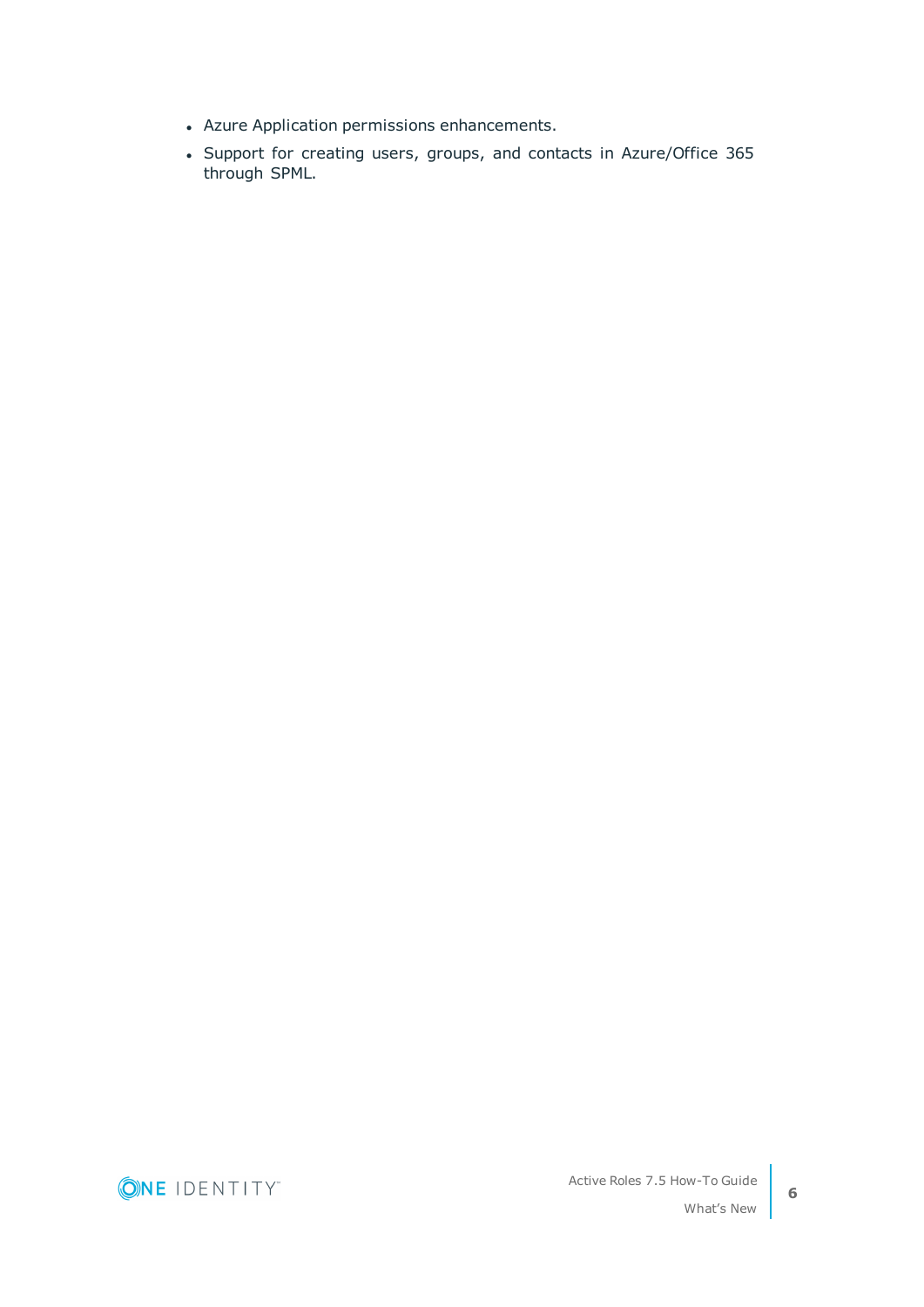- Azure Application permissions enhancements.
- Support for creating users, groups, and contacts in Azure/Office 365 through SPML.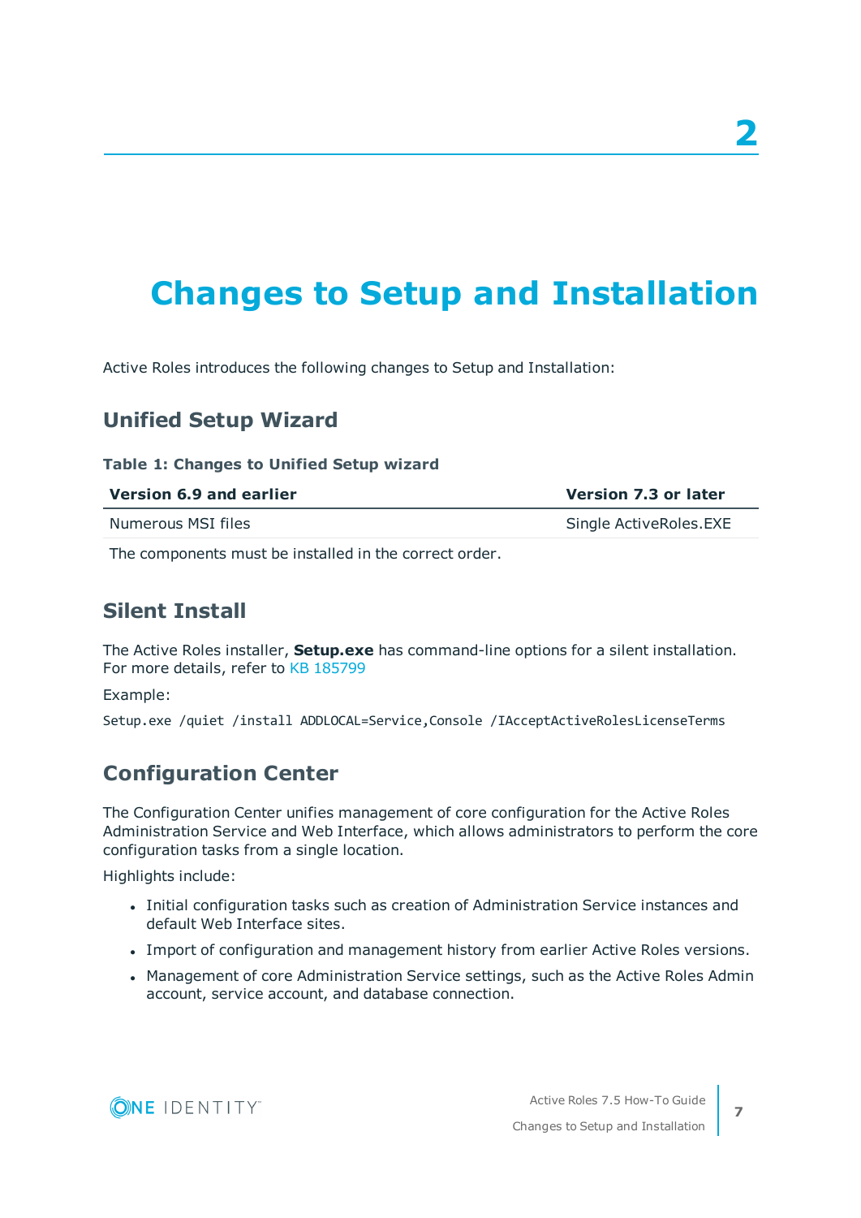# 2

# Changes to Setup and Installation

Active Roles introduces the following changes to Setup and Installation:

## Unified Setup Wizard

**Table 1: Changes to Unified Setup wizard**

| Version 6.9 and earlier | Version 7.3 or later |
|---|---|
| Numerous MSI files | Single ActiveRoles.EXE |
| The components must be installed in the correct order. | |

## Silent Install

The Active Roles installer, **Setup.exe** has command-line options for a silent installation. For more details, refer to KB 185799

Example:

```
Setup.exe /quiet /install ADDLOCAL=Service,Console /IAcceptActiveRolesLicenseTerms
```

## Configuration Center

The Configuration Center unifies management of core configuration for the Active Roles Administration Service and Web Interface, which allows administrators to perform the core configuration tasks from a single location.

Highlights include:

- Initial configuration tasks such as creation of Administration Service instances and default Web Interface sites.
- Import of configuration and management history from earlier Active Roles versions.
- Management of core Administration Service settings, such as the Active Roles Admin account, service account, and database connection.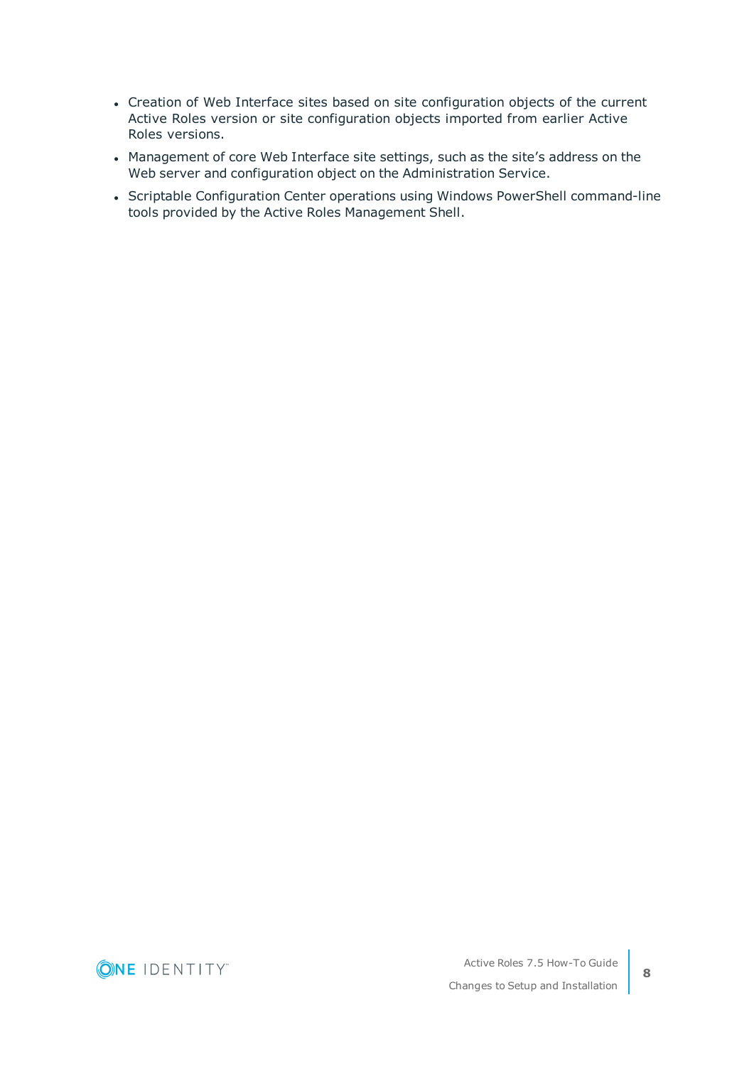- Creation of Web Interface sites based on site configuration objects of the current Active Roles version or site configuration objects imported from earlier Active Roles versions.
- Management of core Web Interface site settings, such as the site's address on the Web server and configuration object on the Administration Service.
- Scriptable Configuration Center operations using Windows PowerShell command-line tools provided by the Active Roles Management Shell.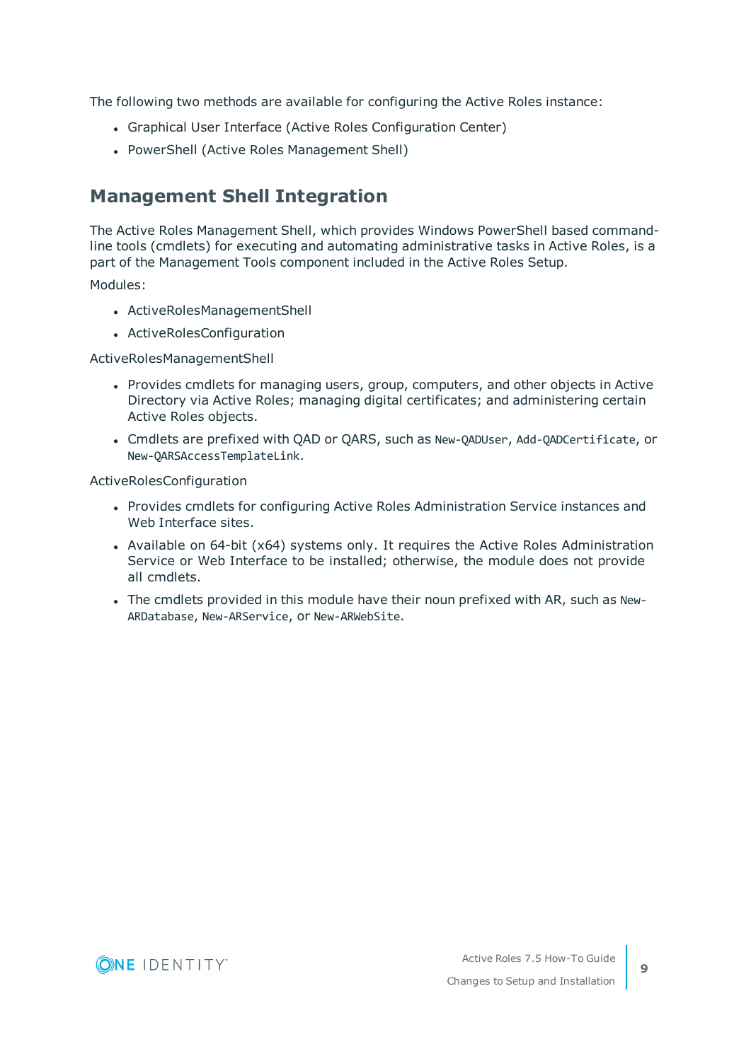The following two methods are available for configuring the Active Roles instance:

- Graphical User Interface (Active Roles Configuration Center)
- PowerShell (Active Roles Management Shell)

## Management Shell Integration

The Active Roles Management Shell, which provides Windows PowerShell based command-line tools (cmdlets) for executing and automating administrative tasks in Active Roles, is a part of the Management Tools component included in the Active Roles Setup.

Modules:

- ActiveRolesManagementShell
- ActiveRolesConfiguration

ActiveRolesManagementShell

- Provides cmdlets for managing users, group, computers, and other objects in Active Directory via Active Roles; managing digital certificates; and administering certain Active Roles objects.
- Cmdlets are prefixed with QAD or QARS, such as `New-QADUser`, `Add-QADCertificate`, or `New-QARSAccessTemplateLink`.

ActiveRolesConfiguration

- Provides cmdlets for configuring Active Roles Administration Service instances and Web Interface sites.
- Available on 64-bit (x64) systems only. It requires the Active Roles Administration Service or Web Interface to be installed; otherwise, the module does not provide all cmdlets.
- The cmdlets provided in this module have their noun prefixed with AR, such as `New-ARDatabase`, `New-ARService`, or `New-ARWebSite`.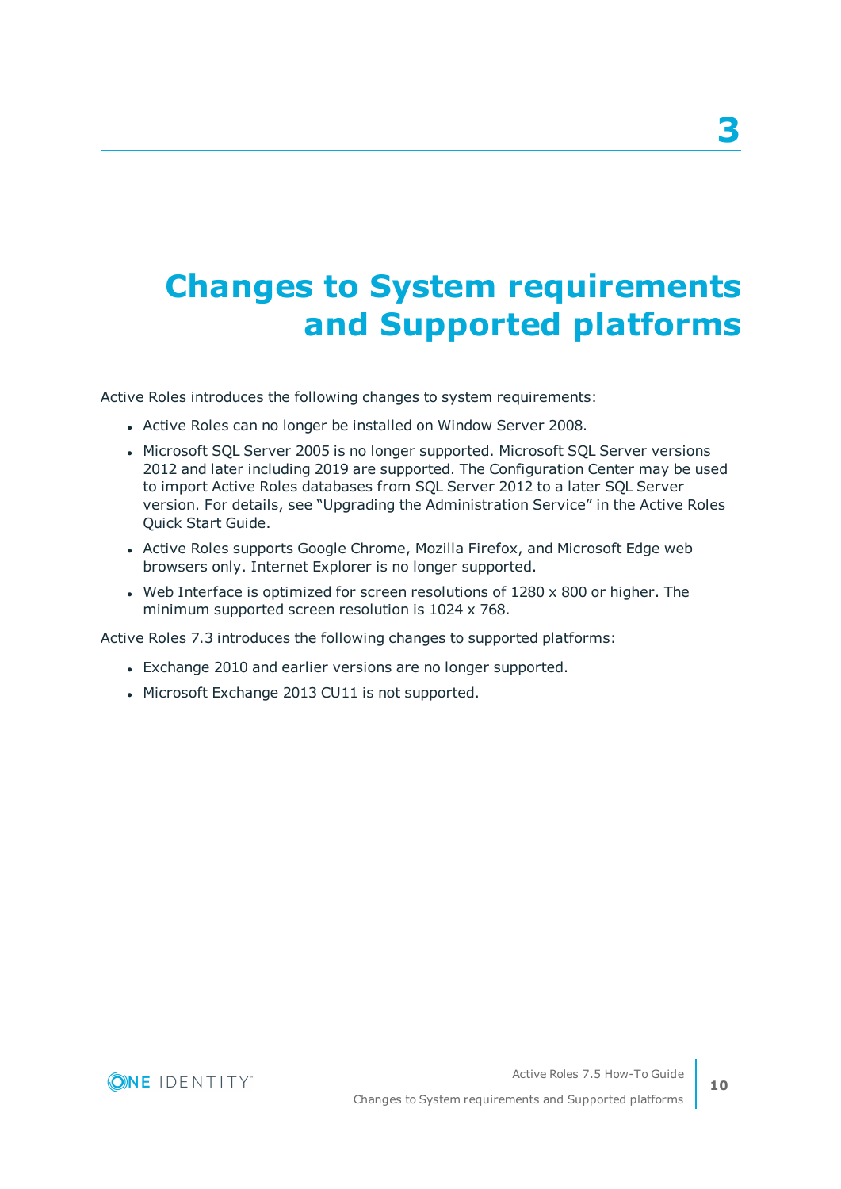# 3 Changes to System requirements and Supported platforms

Active Roles introduces the following changes to system requirements:

- Active Roles can no longer be installed on Window Server 2008.
- Microsoft SQL Server 2005 is no longer supported. Microsoft SQL Server versions 2012 and later including 2019 are supported. The Configuration Center may be used to import Active Roles databases from SQL Server 2012 to a later SQL Server version. For details, see "Upgrading the Administration Service" in the Active Roles Quick Start Guide.
- Active Roles supports Google Chrome, Mozilla Firefox, and Microsoft Edge web browsers only. Internet Explorer is no longer supported.
- Web Interface is optimized for screen resolutions of 1280 x 800 or higher. The minimum supported screen resolution is 1024 x 768.

Active Roles 7.3 introduces the following changes to supported platforms:

- Exchange 2010 and earlier versions are no longer supported.
- Microsoft Exchange 2013 CU11 is not supported.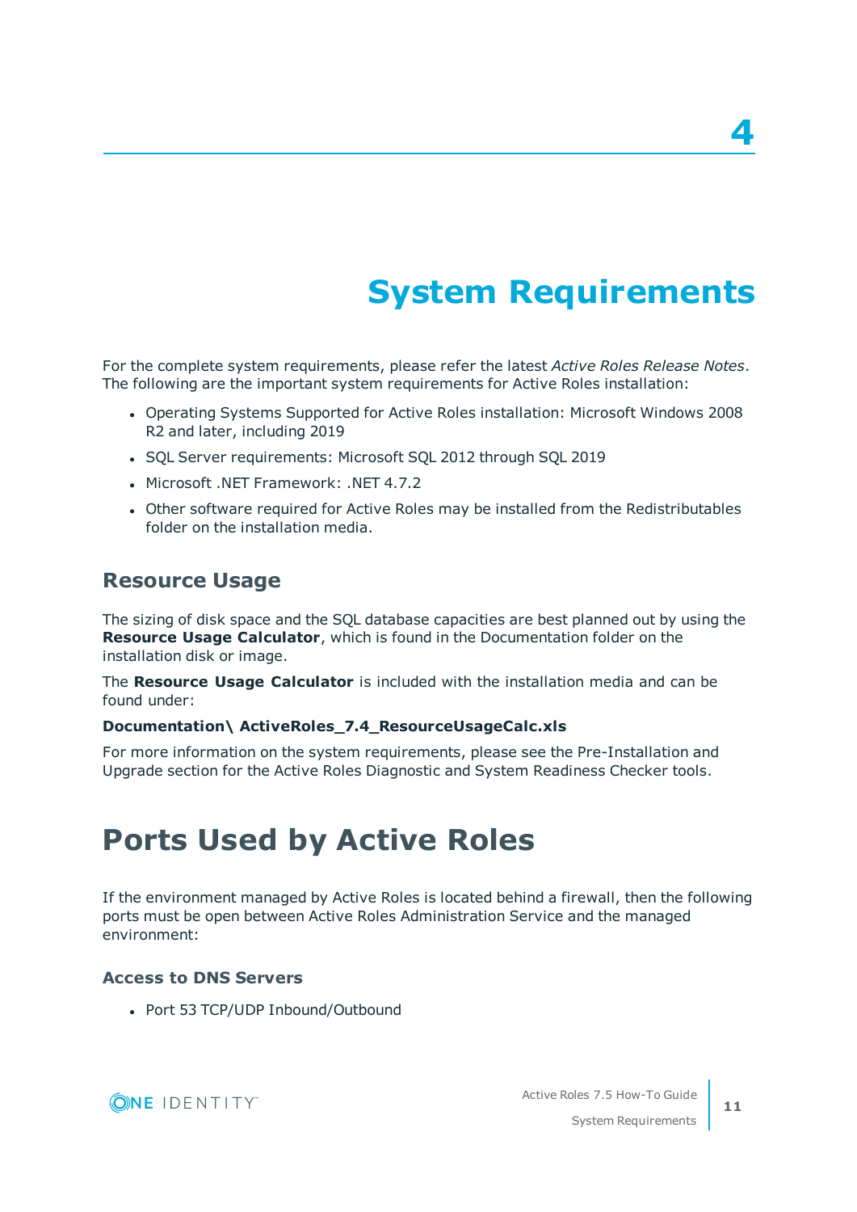# 4

# System Requirements

For the complete system requirements, please refer the latest *Active Roles Release Notes*. The following are the important system requirements for Active Roles installation:

- Operating Systems Supported for Active Roles installation: Microsoft Windows 2008 R2 and later, including 2019
- SQL Server requirements: Microsoft SQL 2012 through SQL 2019
- Microsoft .NET Framework: .NET 4.7.2
- Other software required for Active Roles may be installed from the Redistributables folder on the installation media.

## Resource Usage

The sizing of disk space and the SQL database capacities are best planned out by using the **Resource Usage Calculator**, which is found in the Documentation folder on the installation disk or image.

The **Resource Usage Calculator** is included with the installation media and can be found under:

**Documentation\ ActiveRoles_7.4_ResourceUsageCalc.xls**

For more information on the system requirements, please see the Pre-Installation and Upgrade section for the Active Roles Diagnostic and System Readiness Checker tools.

# Ports Used by Active Roles

If the environment managed by Active Roles is located behind a firewall, then the following ports must be open between Active Roles Administration Service and the managed environment:

### Access to DNS Servers

- Port 53 TCP/UDP Inbound/Outbound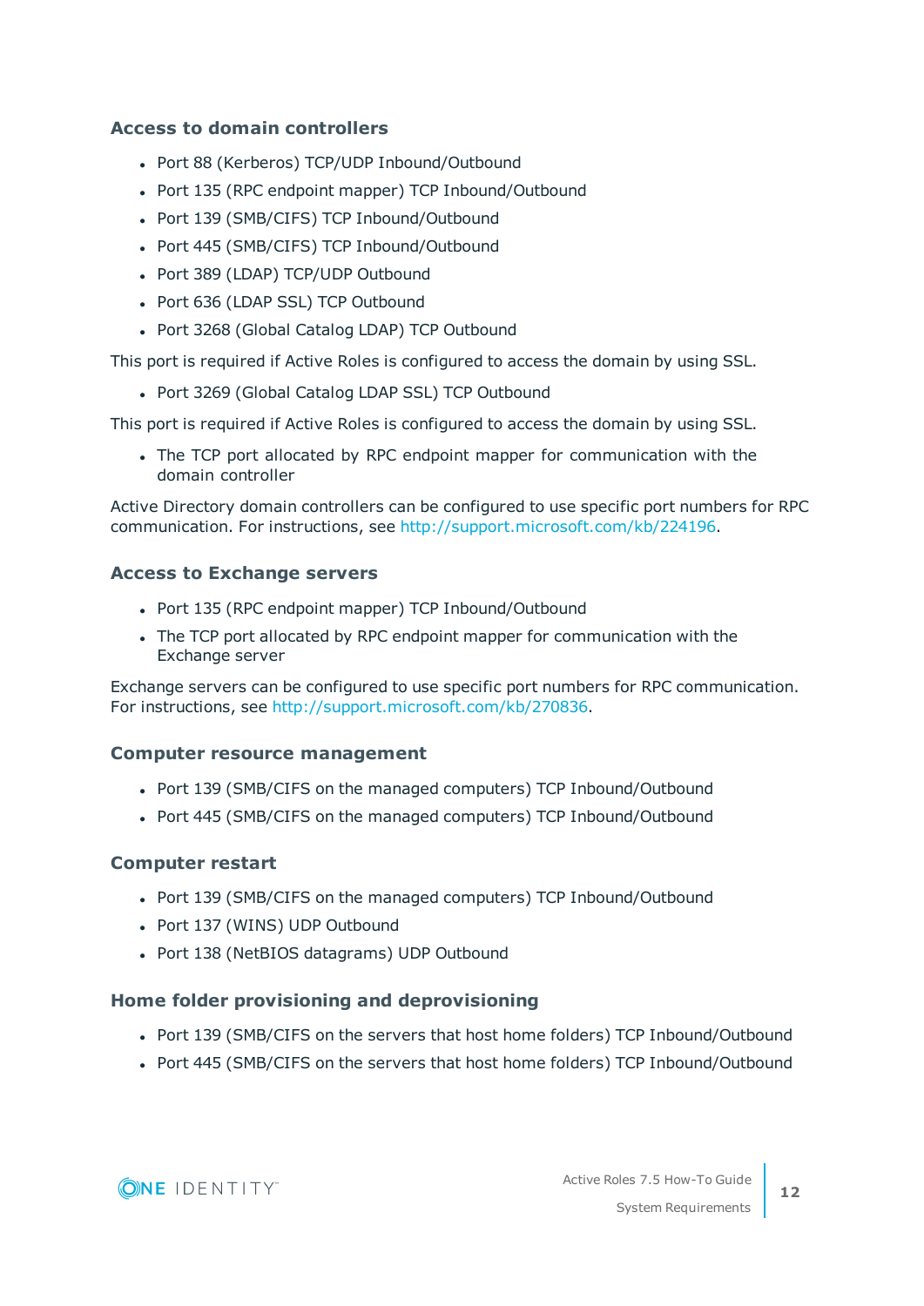### Access to domain controllers

- Port 88 (Kerberos) TCP/UDP Inbound/Outbound
- Port 135 (RPC endpoint mapper) TCP Inbound/Outbound
- Port 139 (SMB/CIFS) TCP Inbound/Outbound
- Port 445 (SMB/CIFS) TCP Inbound/Outbound
- Port 389 (LDAP) TCP/UDP Outbound
- Port 636 (LDAP SSL) TCP Outbound
- Port 3268 (Global Catalog LDAP) TCP Outbound

This port is required if Active Roles is configured to access the domain by using SSL.

- Port 3269 (Global Catalog LDAP SSL) TCP Outbound

This port is required if Active Roles is configured to access the domain by using SSL.

- The TCP port allocated by RPC endpoint mapper for communication with the domain controller

Active Directory domain controllers can be configured to use specific port numbers for RPC communication. For instructions, see http://support.microsoft.com/kb/224196.

### Access to Exchange servers

- Port 135 (RPC endpoint mapper) TCP Inbound/Outbound
- The TCP port allocated by RPC endpoint mapper for communication with the Exchange server

Exchange servers can be configured to use specific port numbers for RPC communication. For instructions, see http://support.microsoft.com/kb/270836.

### Computer resource management

- Port 139 (SMB/CIFS on the managed computers) TCP Inbound/Outbound
- Port 445 (SMB/CIFS on the managed computers) TCP Inbound/Outbound

### Computer restart

- Port 139 (SMB/CIFS on the managed computers) TCP Inbound/Outbound
- Port 137 (WINS) UDP Outbound
- Port 138 (NetBIOS datagrams) UDP Outbound

### Home folder provisioning and deprovisioning

- Port 139 (SMB/CIFS on the servers that host home folders) TCP Inbound/Outbound
- Port 445 (SMB/CIFS on the servers that host home folders) TCP Inbound/Outbound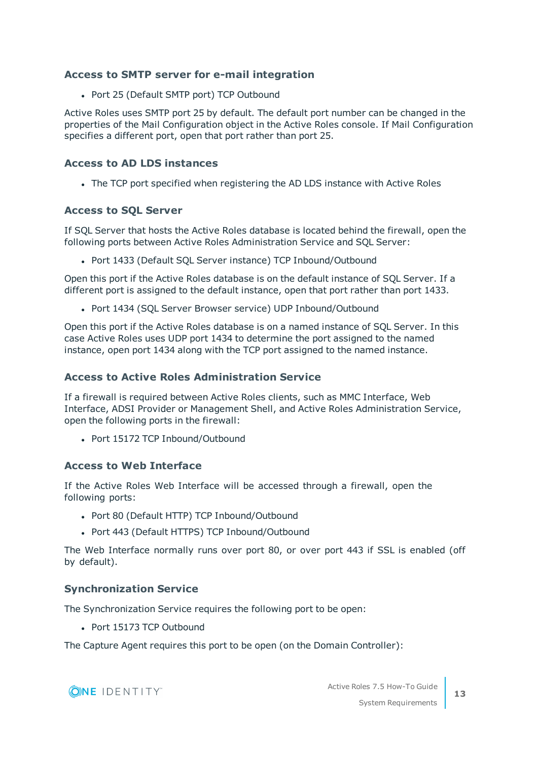### Access to SMTP server for e-mail integration

- Port 25 (Default SMTP port) TCP Outbound

Active Roles uses SMTP port 25 by default. The default port number can be changed in the properties of the Mail Configuration object in the Active Roles console. If Mail Configuration specifies a different port, open that port rather than port 25.

### Access to AD LDS instances

- The TCP port specified when registering the AD LDS instance with Active Roles

### Access to SQL Server

If SQL Server that hosts the Active Roles database is located behind the firewall, open the following ports between Active Roles Administration Service and SQL Server:

- Port 1433 (Default SQL Server instance) TCP Inbound/Outbound

Open this port if the Active Roles database is on the default instance of SQL Server. If a different port is assigned to the default instance, open that port rather than port 1433.

- Port 1434 (SQL Server Browser service) UDP Inbound/Outbound

Open this port if the Active Roles database is on a named instance of SQL Server. In this case Active Roles uses UDP port 1434 to determine the port assigned to the named instance, open port 1434 along with the TCP port assigned to the named instance.

### Access to Active Roles Administration Service

If a firewall is required between Active Roles clients, such as MMC Interface, Web Interface, ADSI Provider or Management Shell, and Active Roles Administration Service, open the following ports in the firewall:

- Port 15172 TCP Inbound/Outbound

### Access to Web Interface

If the Active Roles Web Interface will be accessed through a firewall, open the following ports:

- Port 80 (Default HTTP) TCP Inbound/Outbound
- Port 443 (Default HTTPS) TCP Inbound/Outbound

The Web Interface normally runs over port 80, or over port 443 if SSL is enabled (off by default).

### Synchronization Service

The Synchronization Service requires the following port to be open:

- Port 15173 TCP Outbound

The Capture Agent requires this port to be open (on the Domain Controller):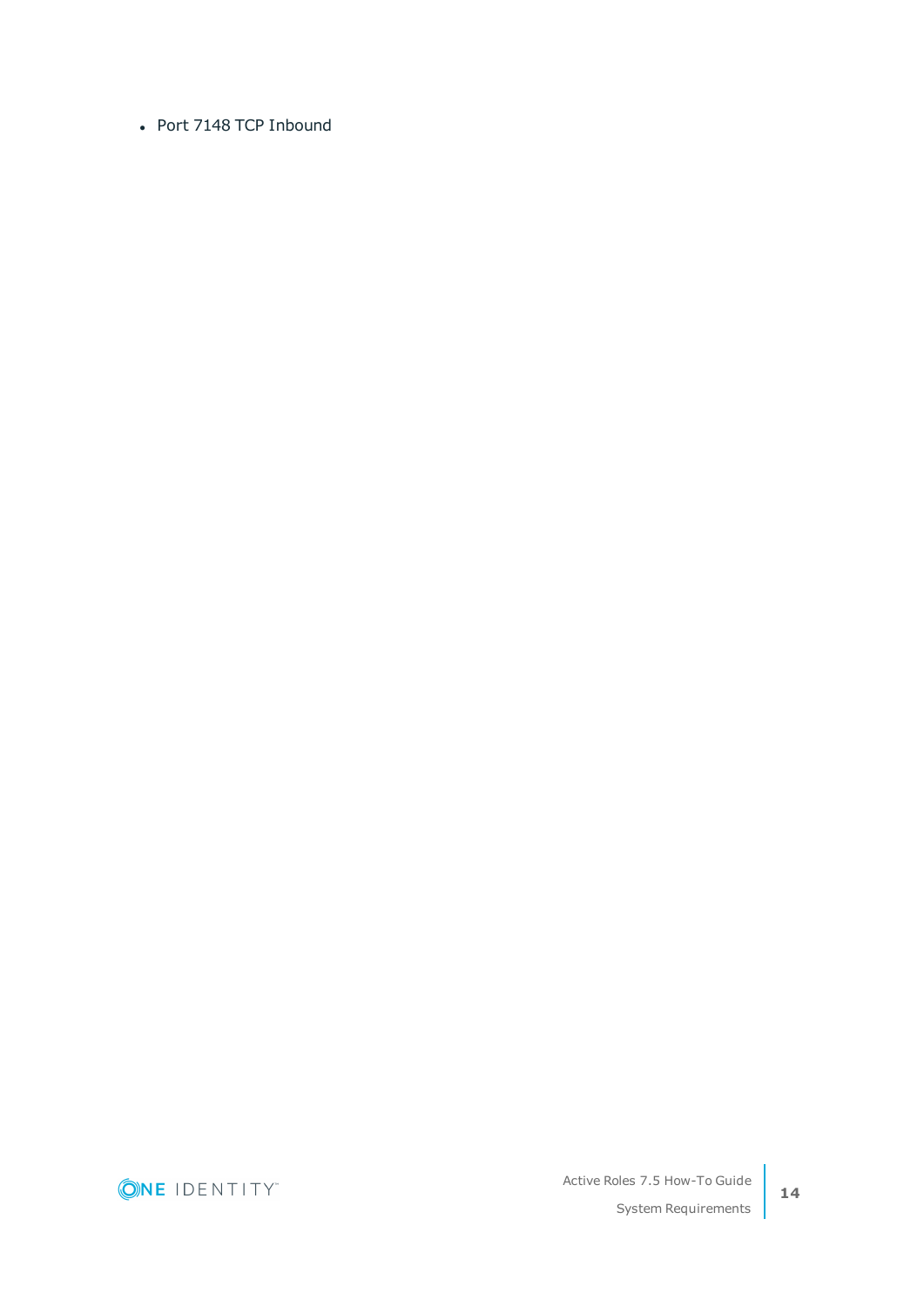- Port 7148 TCP Inbound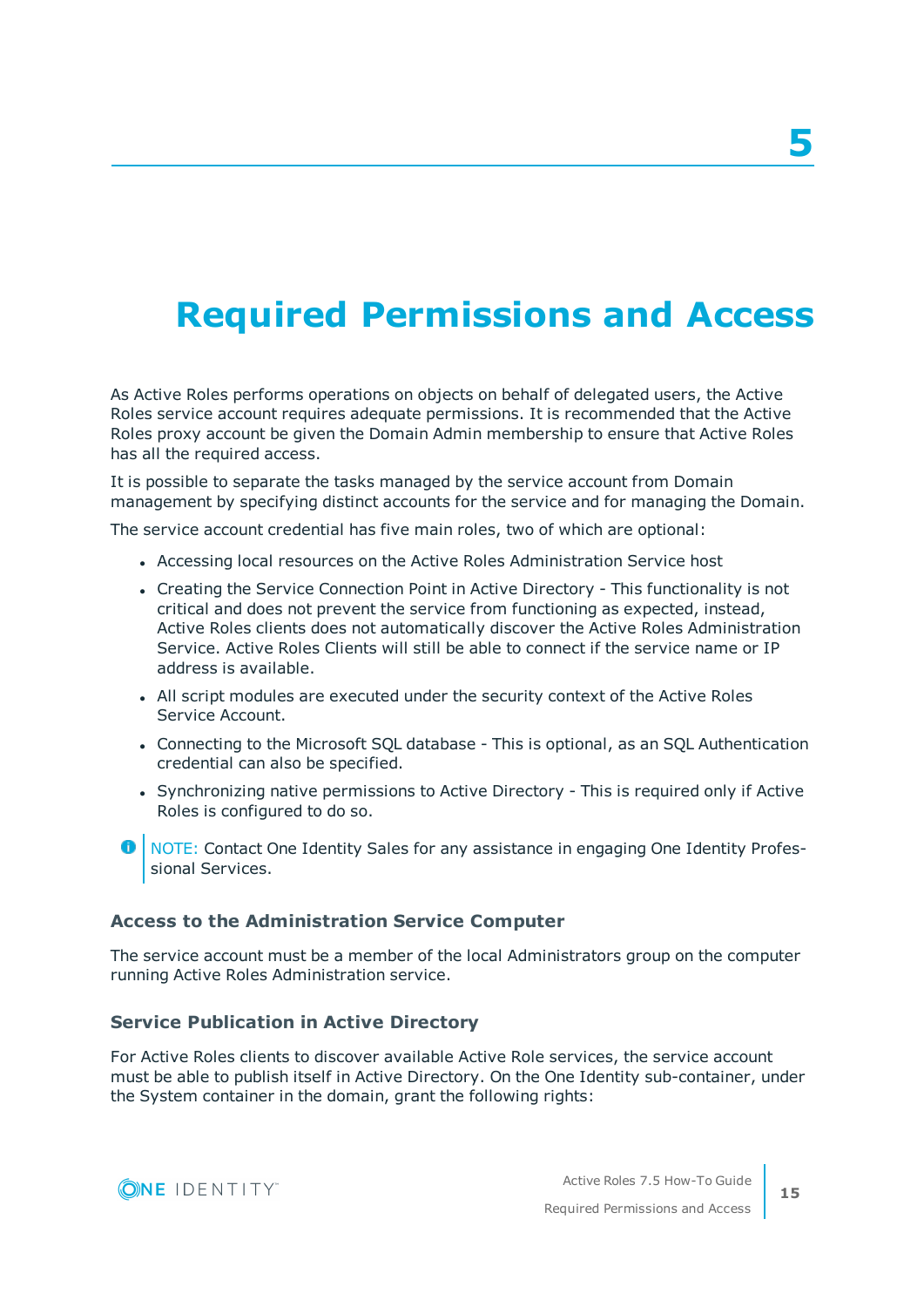# 5

# Required Permissions and Access

As Active Roles performs operations on objects on behalf of delegated users, the Active Roles service account requires adequate permissions. It is recommended that the Active Roles proxy account be given the Domain Admin membership to ensure that Active Roles has all the required access.

It is possible to separate the tasks managed by the service account from Domain management by specifying distinct accounts for the service and for managing the Domain.

The service account credential has five main roles, two of which are optional:

- Accessing local resources on the Active Roles Administration Service host
- Creating the Service Connection Point in Active Directory - This functionality is not critical and does not prevent the service from functioning as expected, instead, Active Roles clients does not automatically discover the Active Roles Administration Service. Active Roles Clients will still be able to connect if the service name or IP address is available.
- All script modules are executed under the security context of the Active Roles Service Account.
- Connecting to the Microsoft SQL database - This is optional, as an SQL Authentication credential can also be specified.
- Synchronizing native permissions to Active Directory - This is required only if Active Roles is configured to do so.

NOTE: Contact One Identity Sales for any assistance in engaging One Identity Professional Services.

### Access to the Administration Service Computer

The service account must be a member of the local Administrators group on the computer running Active Roles Administration service.

### Service Publication in Active Directory

For Active Roles clients to discover available Active Role services, the service account must be able to publish itself in Active Directory. On the One Identity sub-container, under the System container in the domain, grant the following rights: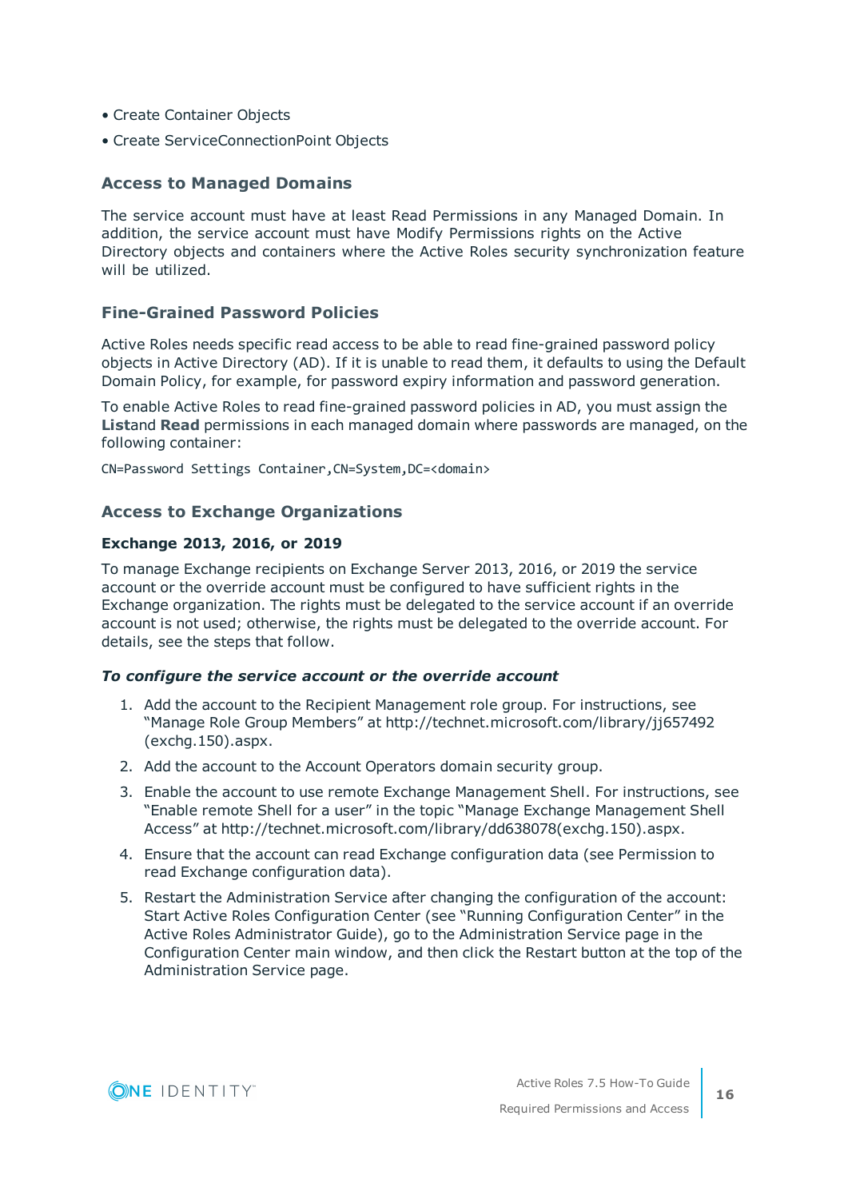- Create Container Objects
- Create ServiceConnectionPoint Objects

### Access to Managed Domains

The service account must have at least Read Permissions in any Managed Domain. In addition, the service account must have Modify Permissions rights on the Active Directory objects and containers where the Active Roles security synchronization feature will be utilized.

### Fine-Grained Password Policies

Active Roles needs specific read access to be able to read fine-grained password policy objects in Active Directory (AD). If it is unable to read them, it defaults to using the Default Domain Policy, for example, for password expiry information and password generation.

To enable Active Roles to read fine-grained password policies in AD, you must assign the **List**and **Read** permissions in each managed domain where passwords are managed, on the following container:

```
CN=Password Settings Container,CN=System,DC=<domain>
```

### Access to Exchange Organizations

#### Exchange 2013, 2016, or 2019

To manage Exchange recipients on Exchange Server 2013, 2016, or 2019 the service account or the override account must be configured to have sufficient rights in the Exchange organization. The rights must be delegated to the service account if an override account is not used; otherwise, the rights must be delegated to the override account. For details, see the steps that follow.

***To configure the service account or the override account***

1. Add the account to the Recipient Management role group. For instructions, see "Manage Role Group Members" at http://technet.microsoft.com/library/jj657492(exchg.150).aspx.
2. Add the account to the Account Operators domain security group.
3. Enable the account to use remote Exchange Management Shell. For instructions, see "Enable remote Shell for a user" in the topic "Manage Exchange Management Shell Access" at http://technet.microsoft.com/library/dd638078(exchg.150).aspx.
4. Ensure that the account can read Exchange configuration data (see Permission to read Exchange configuration data).
5. Restart the Administration Service after changing the configuration of the account: Start Active Roles Configuration Center (see "Running Configuration Center" in the Active Roles Administrator Guide), go to the Administration Service page in the Configuration Center main window, and then click the Restart button at the top of the Administration Service page.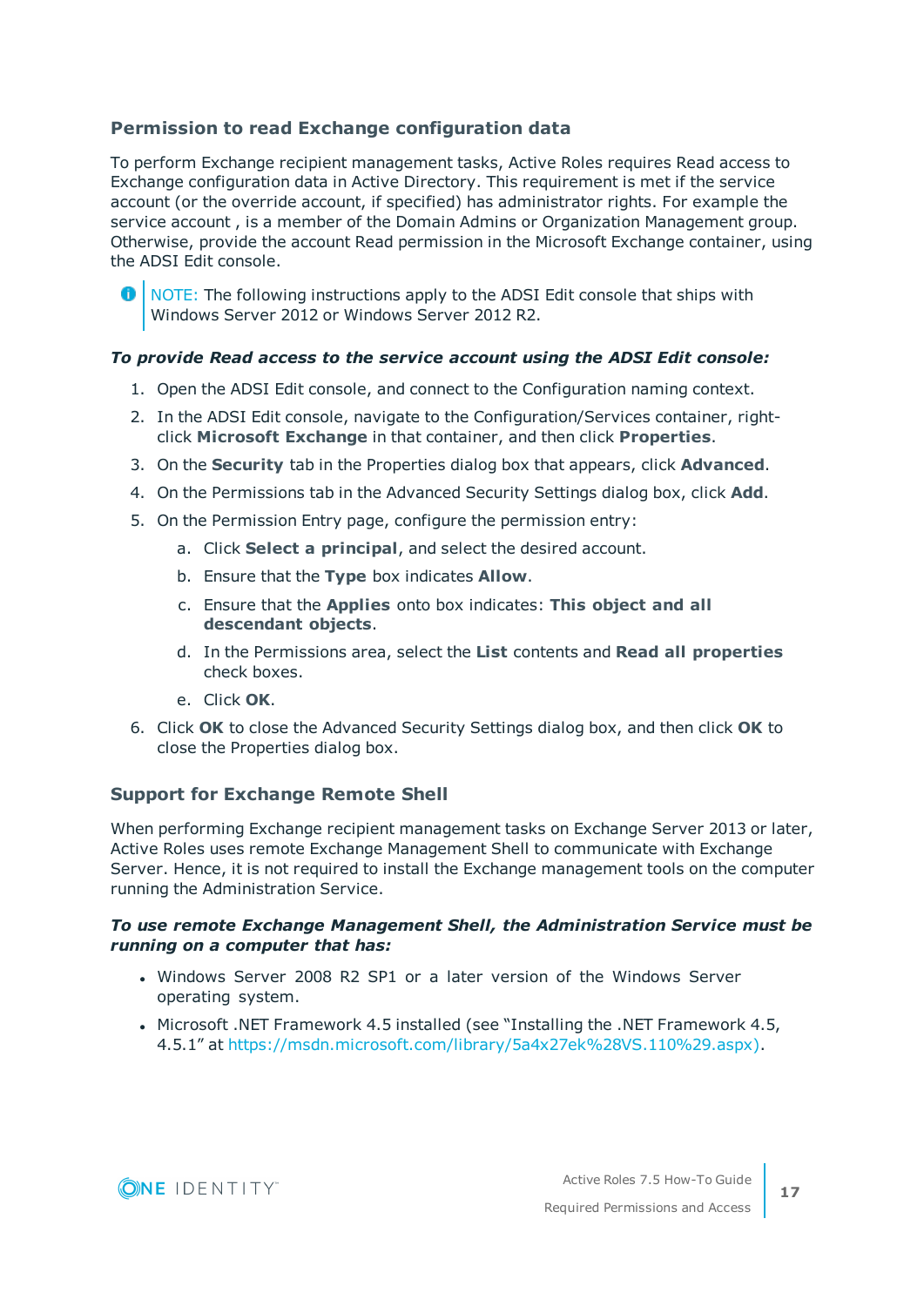### Permission to read Exchange configuration data

To perform Exchange recipient management tasks, Active Roles requires Read access to Exchange configuration data in Active Directory. This requirement is met if the service account (or the override account, if specified) has administrator rights. For example the service account , is a member of the Domain Admins or Organization Management group. Otherwise, provide the account Read permission in the Microsoft Exchange container, using the ADSI Edit console.

> NOTE: The following instructions apply to the ADSI Edit console that ships with Windows Server 2012 or Windows Server 2012 R2.

***To provide Read access to the service account using the ADSI Edit console:***

1. Open the ADSI Edit console, and connect to the Configuration naming context.
2. In the ADSI Edit console, navigate to the Configuration/Services container, right-click **Microsoft Exchange** in that container, and then click **Properties**.
3. On the **Security** tab in the Properties dialog box that appears, click **Advanced**.
4. On the Permissions tab in the Advanced Security Settings dialog box, click **Add**.
5. On the Permission Entry page, configure the permission entry:
   a. Click **Select a principal**, and select the desired account.
   b. Ensure that the **Type** box indicates **Allow**.
   c. Ensure that the **Applies** onto box indicates: **This object and all descendant objects**.
   d. In the Permissions area, select the **List** contents and **Read all properties** check boxes.
   e. Click **OK**.
6. Click **OK** to close the Advanced Security Settings dialog box, and then click **OK** to close the Properties dialog box.

### Support for Exchange Remote Shell

When performing Exchange recipient management tasks on Exchange Server 2013 or later, Active Roles uses remote Exchange Management Shell to communicate with Exchange Server. Hence, it is not required to install the Exchange management tools on the computer running the Administration Service.

***To use remote Exchange Management Shell, the Administration Service must be running on a computer that has:***

- Windows Server 2008 R2 SP1 or a later version of the Windows Server operating system.
- Microsoft .NET Framework 4.5 installed (see "Installing the .NET Framework 4.5, 4.5.1" at https://msdn.microsoft.com/library/5a4x27ek%28VS.110%29.aspx).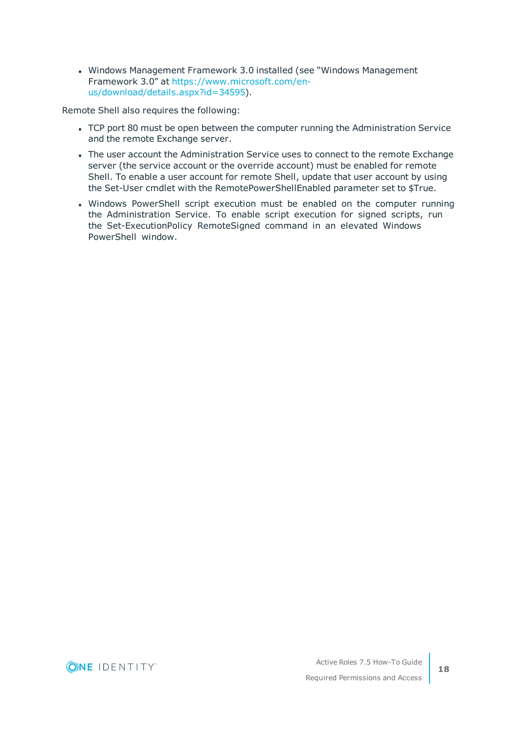- Windows Management Framework 3.0 installed (see "Windows Management Framework 3.0" at https://www.microsoft.com/en-us/download/details.aspx?id=34595).

Remote Shell also requires the following:

- TCP port 80 must be open between the computer running the Administration Service and the remote Exchange server.
- The user account the Administration Service uses to connect to the remote Exchange server (the service account or the override account) must be enabled for remote Shell. To enable a user account for remote Shell, update that user account by using the Set-User cmdlet with the RemotePowerShellEnabled parameter set to $True.
- Windows PowerShell script execution must be enabled on the computer running the Administration Service. To enable script execution for signed scripts, run the Set-ExecutionPolicy RemoteSigned command in an elevated Windows PowerShell window.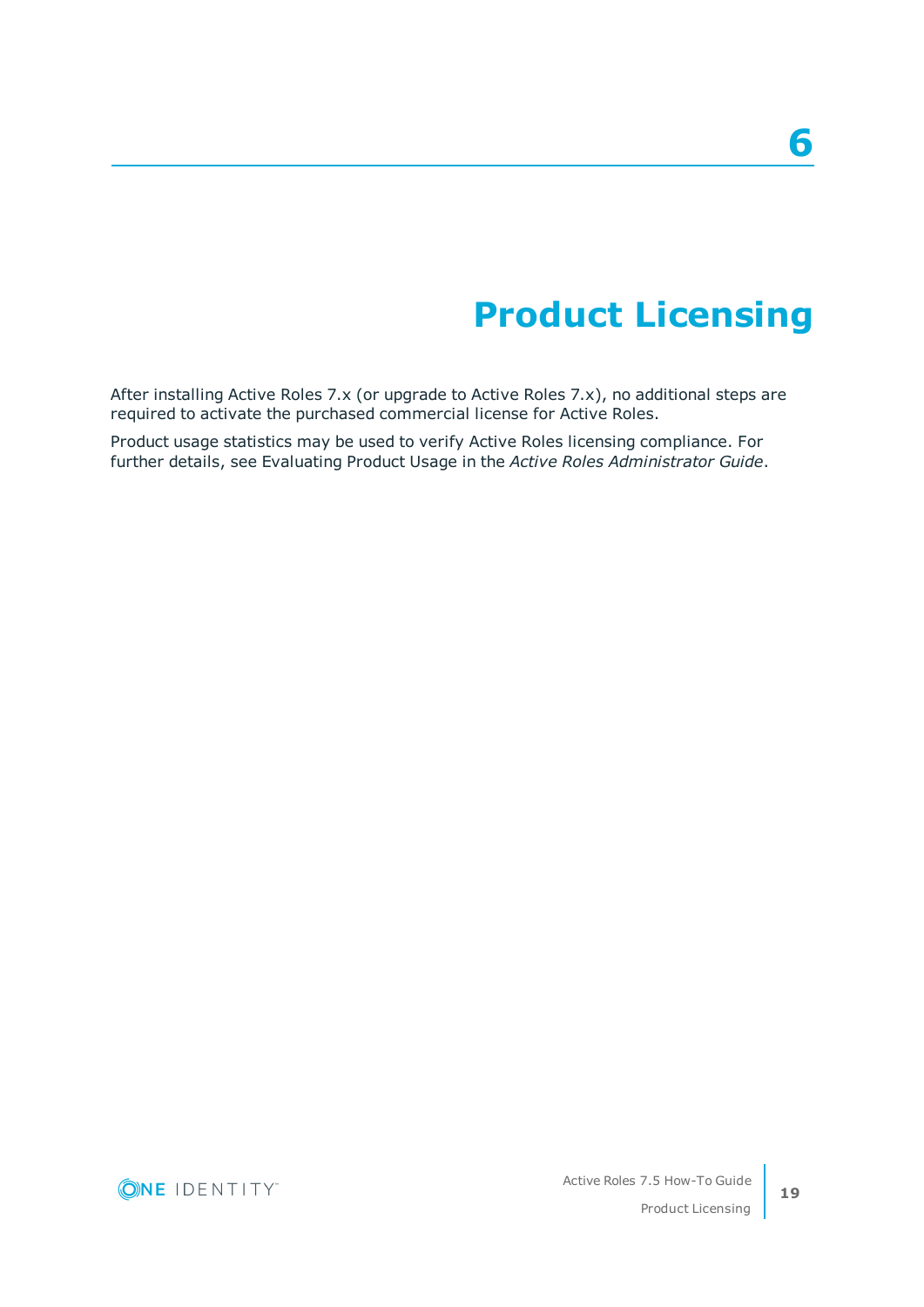# 6

# Product Licensing

After installing Active Roles 7.x (or upgrade to Active Roles 7.x), no additional steps are required to activate the purchased commercial license for Active Roles.

Product usage statistics may be used to verify Active Roles licensing compliance. For further details, see Evaluating Product Usage in the *Active Roles Administrator Guide*.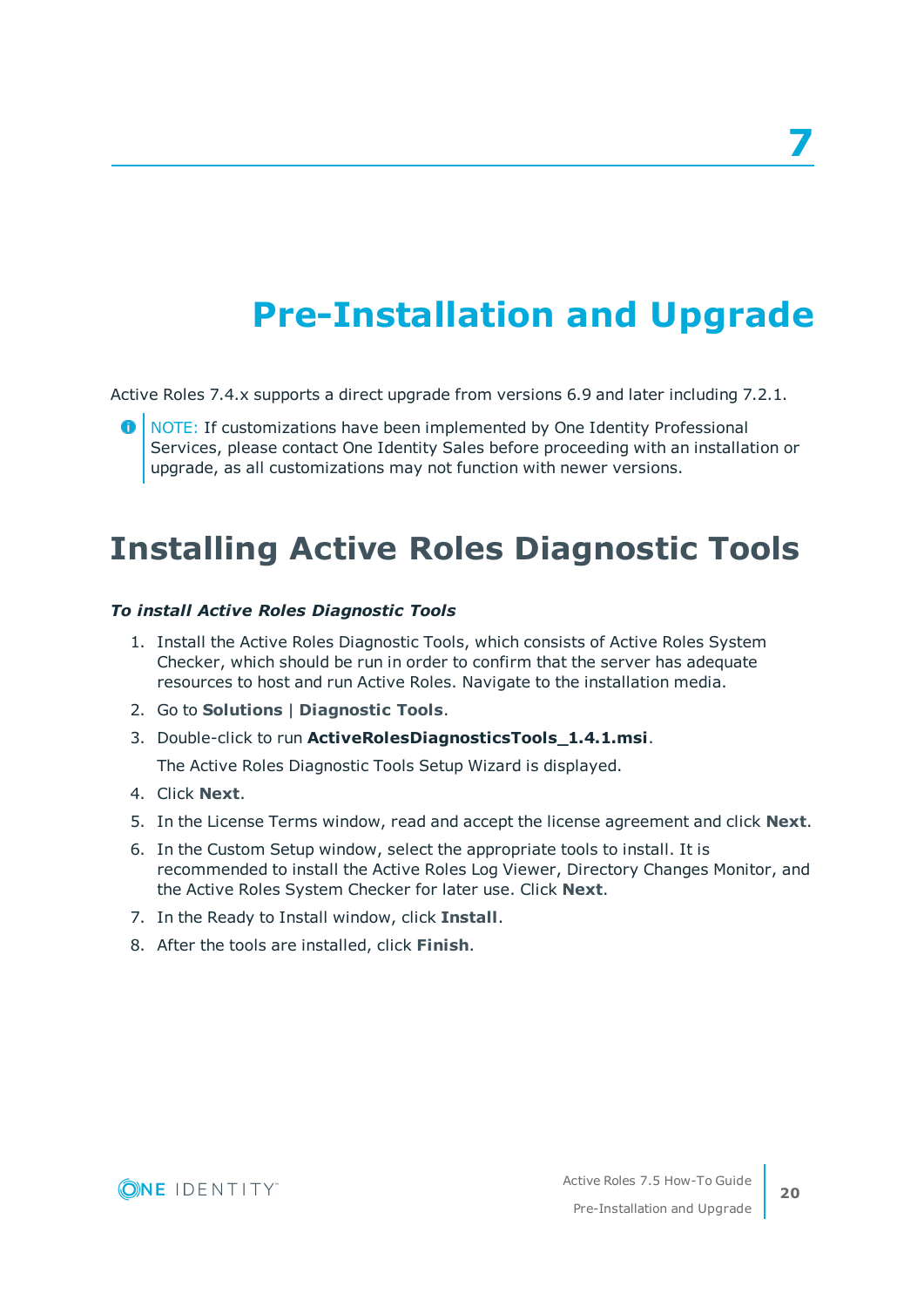# 7

# Pre-Installation and Upgrade

Active Roles 7.4.x supports a direct upgrade from versions 6.9 and later including 7.2.1.

> NOTE: If customizations have been implemented by One Identity Professional Services, please contact One Identity Sales before proceeding with an installation or upgrade, as all customizations may not function with newer versions.

## Installing Active Roles Diagnostic Tools

***To install Active Roles Diagnostic Tools***

1. Install the Active Roles Diagnostic Tools, which consists of Active Roles System Checker, which should be run in order to confirm that the server has adequate resources to host and run Active Roles. Navigate to the installation media.
2. Go to **Solutions** | **Diagnostic Tools**.
3. Double-click to run **ActiveRolesDiagnosticsTools_1.4.1.msi**.

   The Active Roles Diagnostic Tools Setup Wizard is displayed.
4. Click **Next**.
5. In the License Terms window, read and accept the license agreement and click **Next**.
6. In the Custom Setup window, select the appropriate tools to install. It is recommended to install the Active Roles Log Viewer, Directory Changes Monitor, and the Active Roles System Checker for later use. Click **Next**.
7. In the Ready to Install window, click **Install**.
8. After the tools are installed, click **Finish**.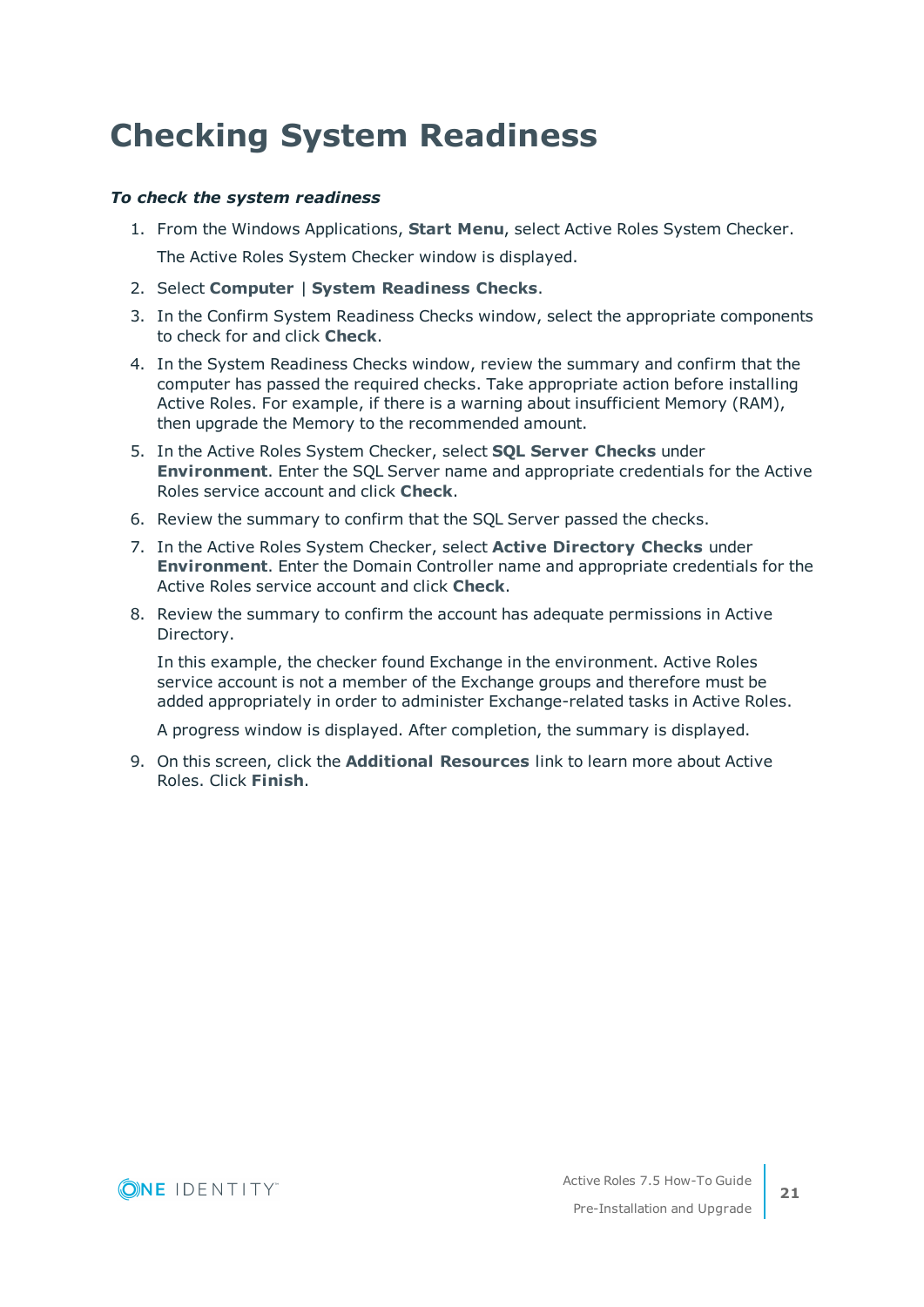# Checking System Readiness

***To check the system readiness***

1. From the Windows Applications, **Start Menu**, select Active Roles System Checker.

   The Active Roles System Checker window is displayed.

2. Select **Computer** | **System Readiness Checks**.
3. In the Confirm System Readiness Checks window, select the appropriate components to check for and click **Check**.
4. In the System Readiness Checks window, review the summary and confirm that the computer has passed the required checks. Take appropriate action before installing Active Roles. For example, if there is a warning about insufficient Memory (RAM), then upgrade the Memory to the recommended amount.
5. In the Active Roles System Checker, select **SQL Server Checks** under **Environment**. Enter the SQL Server name and appropriate credentials for the Active Roles service account and click **Check**.
6. Review the summary to confirm that the SQL Server passed the checks.
7. In the Active Roles System Checker, select **Active Directory Checks** under **Environment**. Enter the Domain Controller name and appropriate credentials for the Active Roles service account and click **Check**.
8. Review the summary to confirm the account has adequate permissions in Active Directory.

   In this example, the checker found Exchange in the environment. Active Roles service account is not a member of the Exchange groups and therefore must be added appropriately in order to administer Exchange-related tasks in Active Roles.

   A progress window is displayed. After completion, the summary is displayed.

9. On this screen, click the **Additional Resources** link to learn more about Active Roles. Click **Finish**.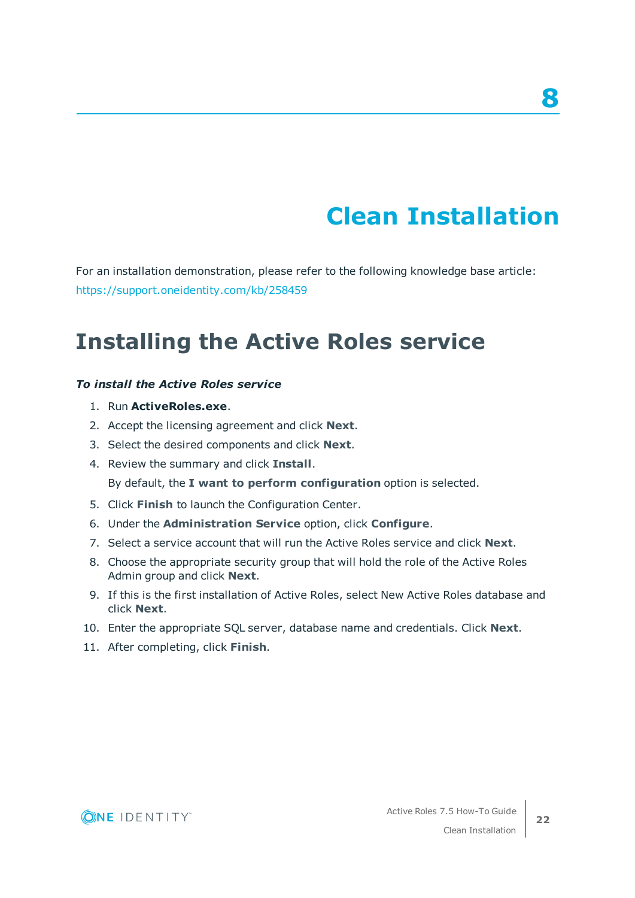# 8 Clean Installation

For an installation demonstration, please refer to the following knowledge base article: https://support.oneidentity.com/kb/258459

## Installing the Active Roles service

***To install the Active Roles service***

1. Run **ActiveRoles.exe**.
2. Accept the licensing agreement and click **Next**.
3. Select the desired components and click **Next**.
4. Review the summary and click **Install**.

   By default, the **I want to perform configuration** option is selected.
5. Click **Finish** to launch the Configuration Center.
6. Under the **Administration Service** option, click **Configure**.
7. Select a service account that will run the Active Roles service and click **Next**.
8. Choose the appropriate security group that will hold the role of the Active Roles Admin group and click **Next**.
9. If this is the first installation of Active Roles, select New Active Roles database and click **Next**.
10. Enter the appropriate SQL server, database name and credentials. Click **Next**.
11. After completing, click **Finish**.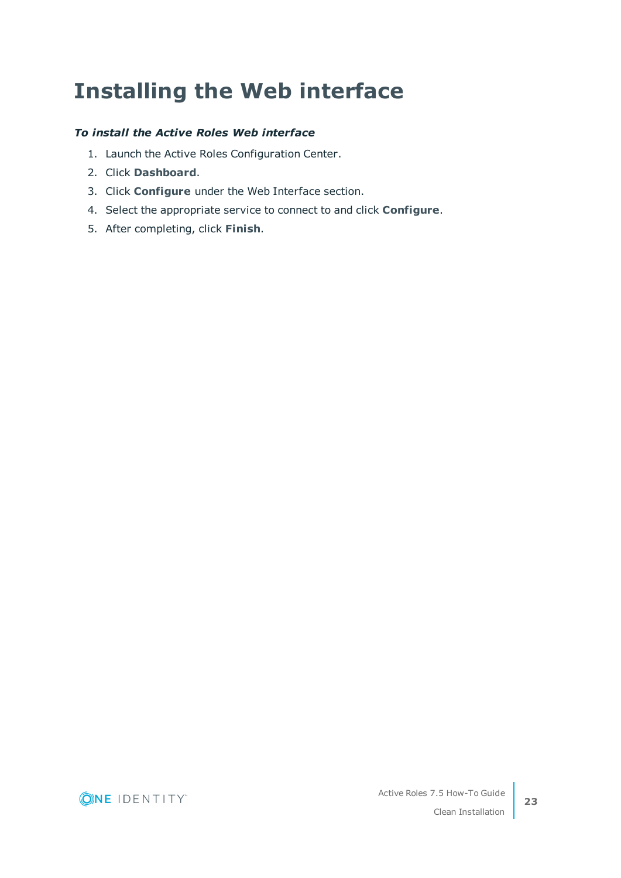# Installing the Web interface

***To install the Active Roles Web interface***

1. Launch the Active Roles Configuration Center.
2. Click **Dashboard**.
3. Click **Configure** under the Web Interface section.
4. Select the appropriate service to connect to and click **Configure**.
5. After completing, click **Finish**.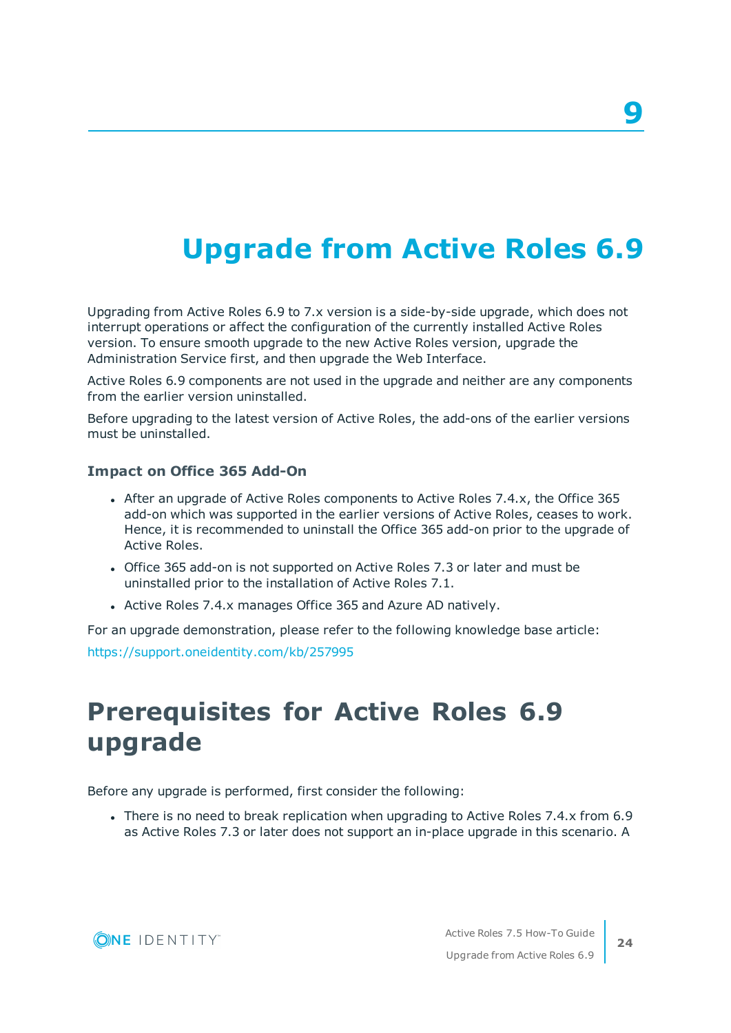# 9

# Upgrade from Active Roles 6.9

Upgrading from Active Roles 6.9 to 7.x version is a side-by-side upgrade, which does not interrupt operations or affect the configuration of the currently installed Active Roles version. To ensure smooth upgrade to the new Active Roles version, upgrade the Administration Service first, and then upgrade the Web Interface.

Active Roles 6.9 components are not used in the upgrade and neither are any components from the earlier version uninstalled.

Before upgrading to the latest version of Active Roles, the add-ons of the earlier versions must be uninstalled.

### Impact on Office 365 Add-On

- After an upgrade of Active Roles components to Active Roles 7.4.x, the Office 365 add-on which was supported in the earlier versions of Active Roles, ceases to work. Hence, it is recommended to uninstall the Office 365 add-on prior to the upgrade of Active Roles.
- Office 365 add-on is not supported on Active Roles 7.3 or later and must be uninstalled prior to the installation of Active Roles 7.1.
- Active Roles 7.4.x manages Office 365 and Azure AD natively.

For an upgrade demonstration, please refer to the following knowledge base article:

https://support.oneidentity.com/kb/257995

## Prerequisites for Active Roles 6.9 upgrade

Before any upgrade is performed, first consider the following:

- There is no need to break replication when upgrading to Active Roles 7.4.x from 6.9 as Active Roles 7.3 or later does not support an in-place upgrade in this scenario. A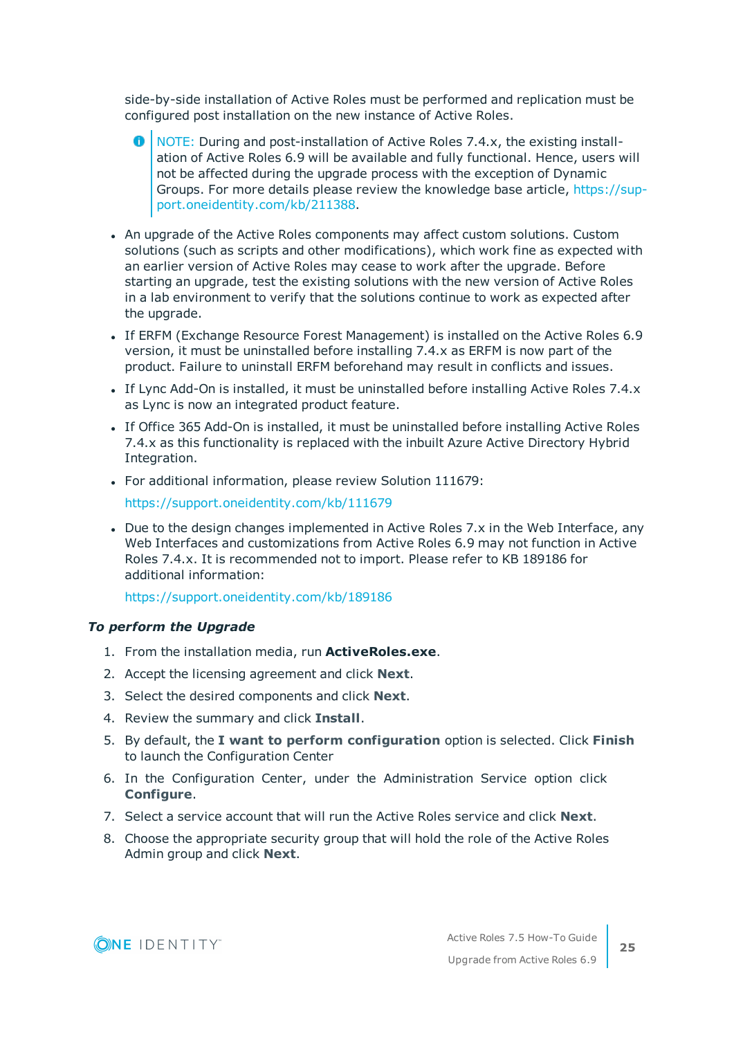side-by-side installation of Active Roles must be performed and replication must be configured post installation on the new instance of Active Roles.

> NOTE: During and post-installation of Active Roles 7.4.x, the existing installation of Active Roles 6.9 will be available and fully functional. Hence, users will not be affected during the upgrade process with the exception of Dynamic Groups. For more details please review the knowledge base article, https://support.oneidentity.com/kb/211388.

- An upgrade of the Active Roles components may affect custom solutions. Custom solutions (such as scripts and other modifications), which work fine as expected with an earlier version of Active Roles may cease to work after the upgrade. Before starting an upgrade, test the existing solutions with the new version of Active Roles in a lab environment to verify that the solutions continue to work as expected after the upgrade.
- If ERFM (Exchange Resource Forest Management) is installed on the Active Roles 6.9 version, it must be uninstalled before installing 7.4.x as ERFM is now part of the product. Failure to uninstall ERFM beforehand may result in conflicts and issues.
- If Lync Add-On is installed, it must be uninstalled before installing Active Roles 7.4.x as Lync is now an integrated product feature.
- If Office 365 Add-On is installed, it must be uninstalled before installing Active Roles 7.4.x as this functionality is replaced with the inbuilt Azure Active Directory Hybrid Integration.
- For additional information, please review Solution 111679:

  https://support.oneidentity.com/kb/111679
- Due to the design changes implemented in Active Roles 7.x in the Web Interface, any Web Interfaces and customizations from Active Roles 6.9 may not function in Active Roles 7.4.x. It is recommended not to import. Please refer to KB 189186 for additional information:

  https://support.oneidentity.com/kb/189186

***To perform the Upgrade***

1. From the installation media, run **ActiveRoles.exe**.
2. Accept the licensing agreement and click **Next**.
3. Select the desired components and click **Next**.
4. Review the summary and click **Install**.
5. By default, the **I want to perform configuration** option is selected. Click **Finish** to launch the Configuration Center
6. In the Configuration Center, under the Administration Service option click **Configure**.
7. Select a service account that will run the Active Roles service and click **Next**.
8. Choose the appropriate security group that will hold the role of the Active Roles Admin group and click **Next**.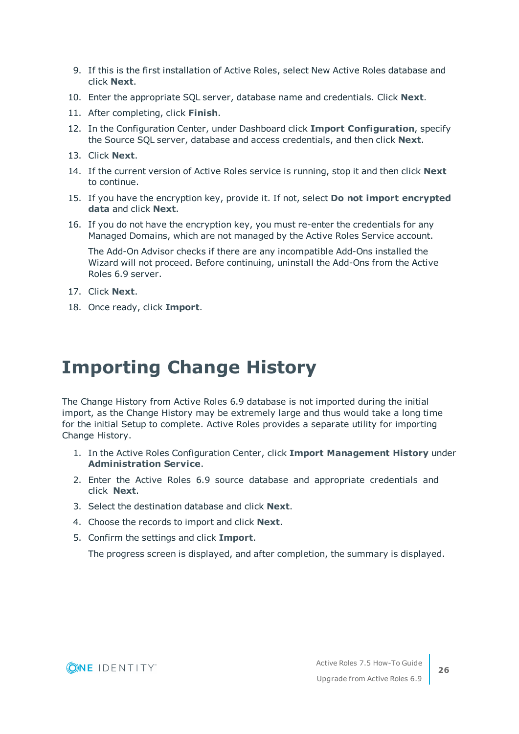9. If this is the first installation of Active Roles, select New Active Roles database and click **Next**.
10. Enter the appropriate SQL server, database name and credentials. Click **Next**.
11. After completing, click **Finish**.
12. In the Configuration Center, under Dashboard click **Import Configuration**, specify the Source SQL server, database and access credentials, and then click **Next**.
13. Click **Next**.
14. If the current version of Active Roles service is running, stop it and then click **Next** to continue.
15. If you have the encryption key, provide it. If not, select **Do not import encrypted data** and click **Next**.
16. If you do not have the encryption key, you must re-enter the credentials for any Managed Domains, which are not managed by the Active Roles Service account.

    The Add-On Advisor checks if there are any incompatible Add-Ons installed the Wizard will not proceed. Before continuing, uninstall the Add-Ons from the Active Roles 6.9 server.
17. Click **Next**.
18. Once ready, click **Import**.

# Importing Change History

The Change History from Active Roles 6.9 database is not imported during the initial import, as the Change History may be extremely large and thus would take a long time for the initial Setup to complete. Active Roles provides a separate utility for importing Change History.

1. In the Active Roles Configuration Center, click **Import Management History** under **Administration Service**.
2. Enter the Active Roles 6.9 source database and appropriate credentials and click **Next**.
3. Select the destination database and click **Next**.
4. Choose the records to import and click **Next**.
5. Confirm the settings and click **Import**.

   The progress screen is displayed, and after completion, the summary is displayed.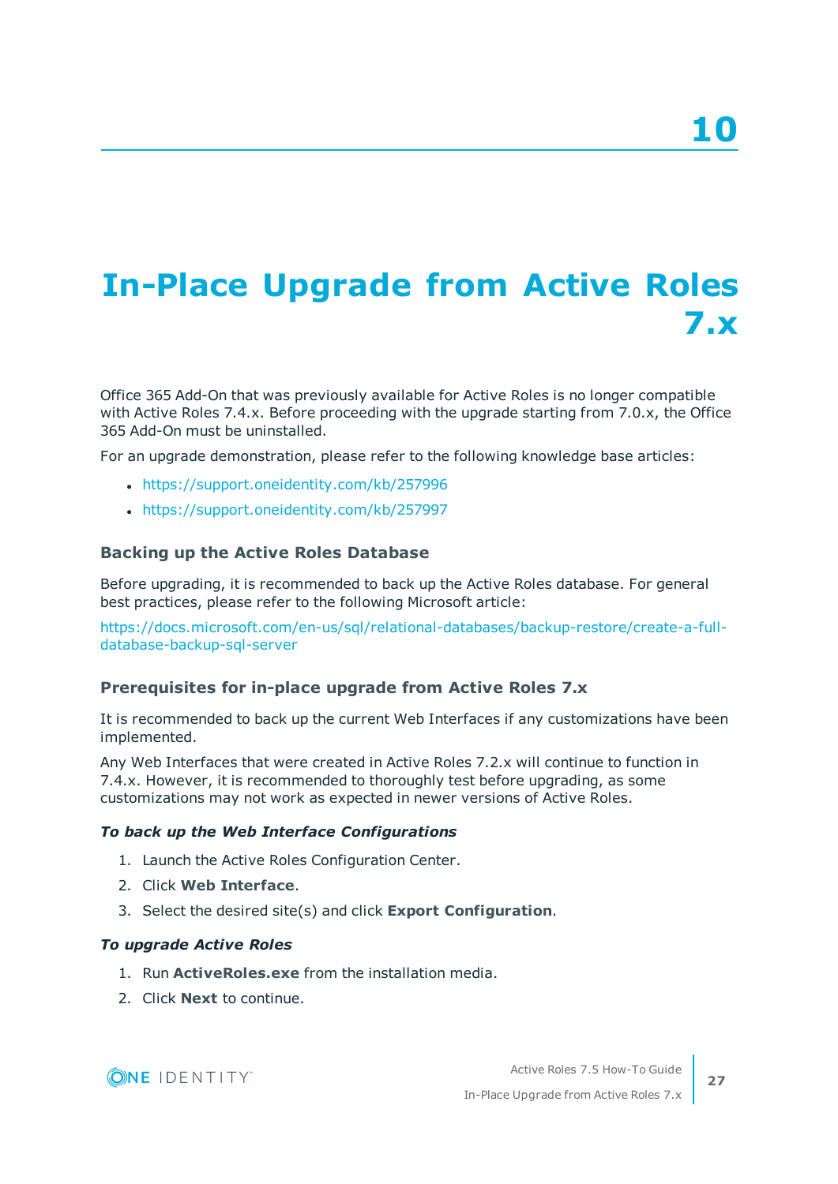# 10

# In-Place Upgrade from Active Roles 7.x

Office 365 Add-On that was previously available for Active Roles is no longer compatible with Active Roles 7.4.x. Before proceeding with the upgrade starting from 7.0.x, the Office 365 Add-On must be uninstalled.

For an upgrade demonstration, please refer to the following knowledge base articles:

- https://support.oneidentity.com/kb/257996
- https://support.oneidentity.com/kb/257997

### Backing up the Active Roles Database

Before upgrading, it is recommended to back up the Active Roles database. For general best practices, please refer to the following Microsoft article:

https://docs.microsoft.com/en-us/sql/relational-databases/backup-restore/create-a-full-database-backup-sql-server

### Prerequisites for in-place upgrade from Active Roles 7.x

It is recommended to back up the current Web Interfaces if any customizations have been implemented.

Any Web Interfaces that were created in Active Roles 7.2.x will continue to function in 7.4.x. However, it is recommended to thoroughly test before upgrading, as some customizations may not work as expected in newer versions of Active Roles.

***To back up the Web Interface Configurations***

1. Launch the Active Roles Configuration Center.
2. Click **Web Interface**.
3. Select the desired site(s) and click **Export Configuration**.

***To upgrade Active Roles***

1. Run **ActiveRoles.exe** from the installation media.
2. Click **Next** to continue.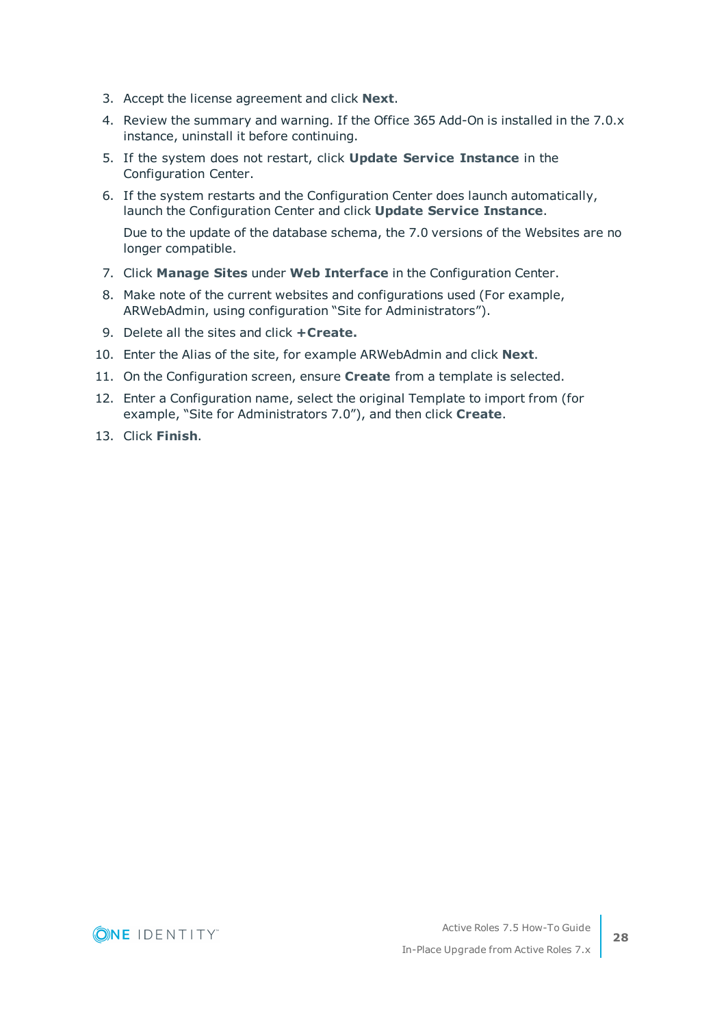3. Accept the license agreement and click **Next**.
4. Review the summary and warning. If the Office 365 Add-On is installed in the 7.0.x instance, uninstall it before continuing.
5. If the system does not restart, click **Update Service Instance** in the Configuration Center.
6. If the system restarts and the Configuration Center does launch automatically, launch the Configuration Center and click **Update Service Instance**.

   Due to the update of the database schema, the 7.0 versions of the Websites are no longer compatible.
7. Click **Manage Sites** under **Web Interface** in the Configuration Center.
8. Make note of the current websites and configurations used (For example, ARWebAdmin, using configuration "Site for Administrators").
9. Delete all the sites and click **+Create.**
10. Enter the Alias of the site, for example ARWebAdmin and click **Next**.
11. On the Configuration screen, ensure **Create** from a template is selected.
12. Enter a Configuration name, select the original Template to import from (for example, "Site for Administrators 7.0"), and then click **Create**.
13. Click **Finish**.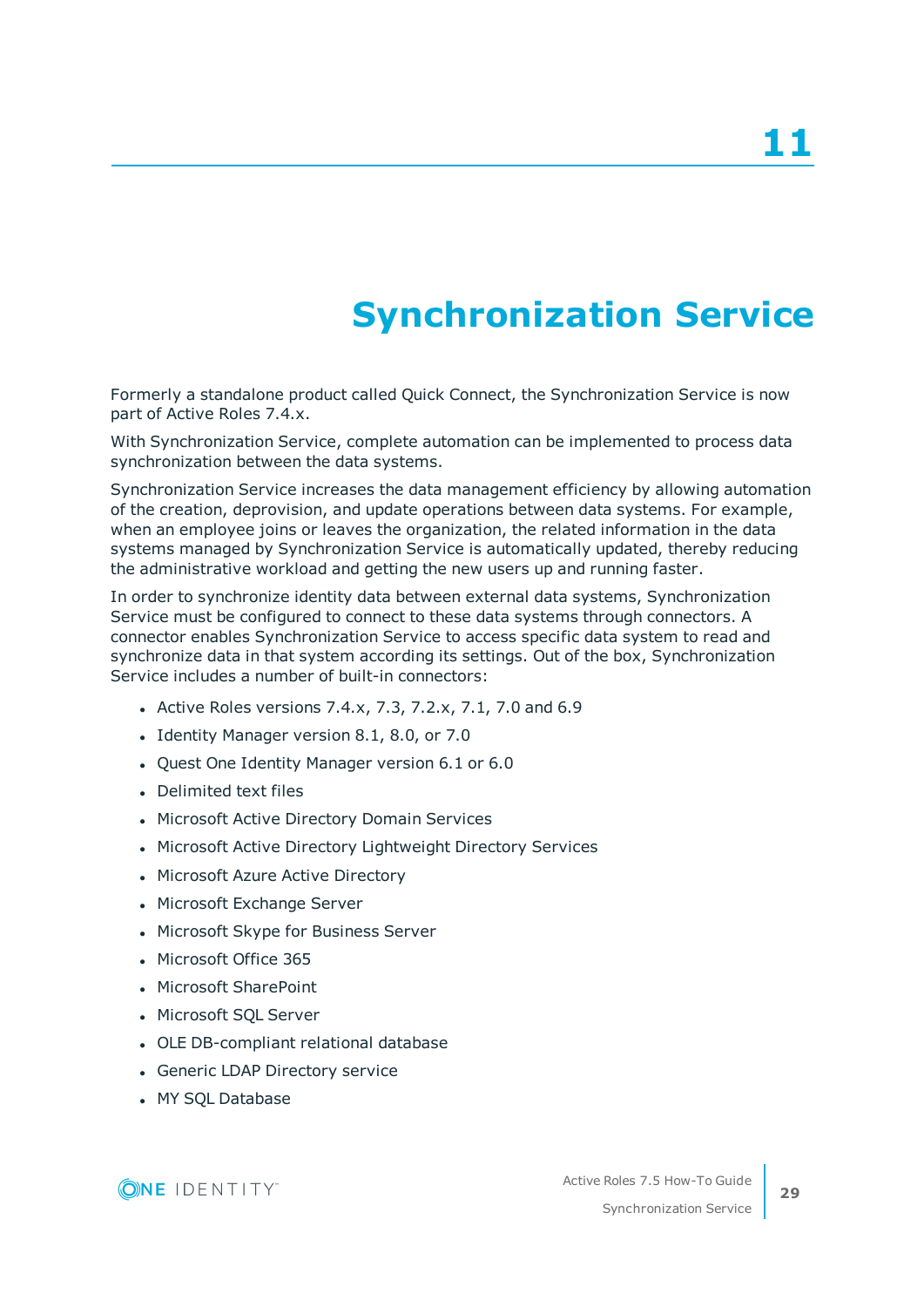# 11

# Synchronization Service

Formerly a standalone product called Quick Connect, the Synchronization Service is now part of Active Roles 7.4.x.

With Synchronization Service, complete automation can be implemented to process data synchronization between the data systems.

Synchronization Service increases the data management efficiency by allowing automation of the creation, deprovision, and update operations between data systems. For example, when an employee joins or leaves the organization, the related information in the data systems managed by Synchronization Service is automatically updated, thereby reducing the administrative workload and getting the new users up and running faster.

In order to synchronize identity data between external data systems, Synchronization Service must be configured to connect to these data systems through connectors. A connector enables Synchronization Service to access specific data system to read and synchronize data in that system according its settings. Out of the box, Synchronization Service includes a number of built-in connectors:

- Active Roles versions 7.4.x, 7.3, 7.2.x, 7.1, 7.0 and 6.9
- Identity Manager version 8.1, 8.0, or 7.0
- Quest One Identity Manager version 6.1 or 6.0
- Delimited text files
- Microsoft Active Directory Domain Services
- Microsoft Active Directory Lightweight Directory Services
- Microsoft Azure Active Directory
- Microsoft Exchange Server
- Microsoft Skype for Business Server
- Microsoft Office 365
- Microsoft SharePoint
- Microsoft SQL Server
- OLE DB-compliant relational database
- Generic LDAP Directory service
- MY SQL Database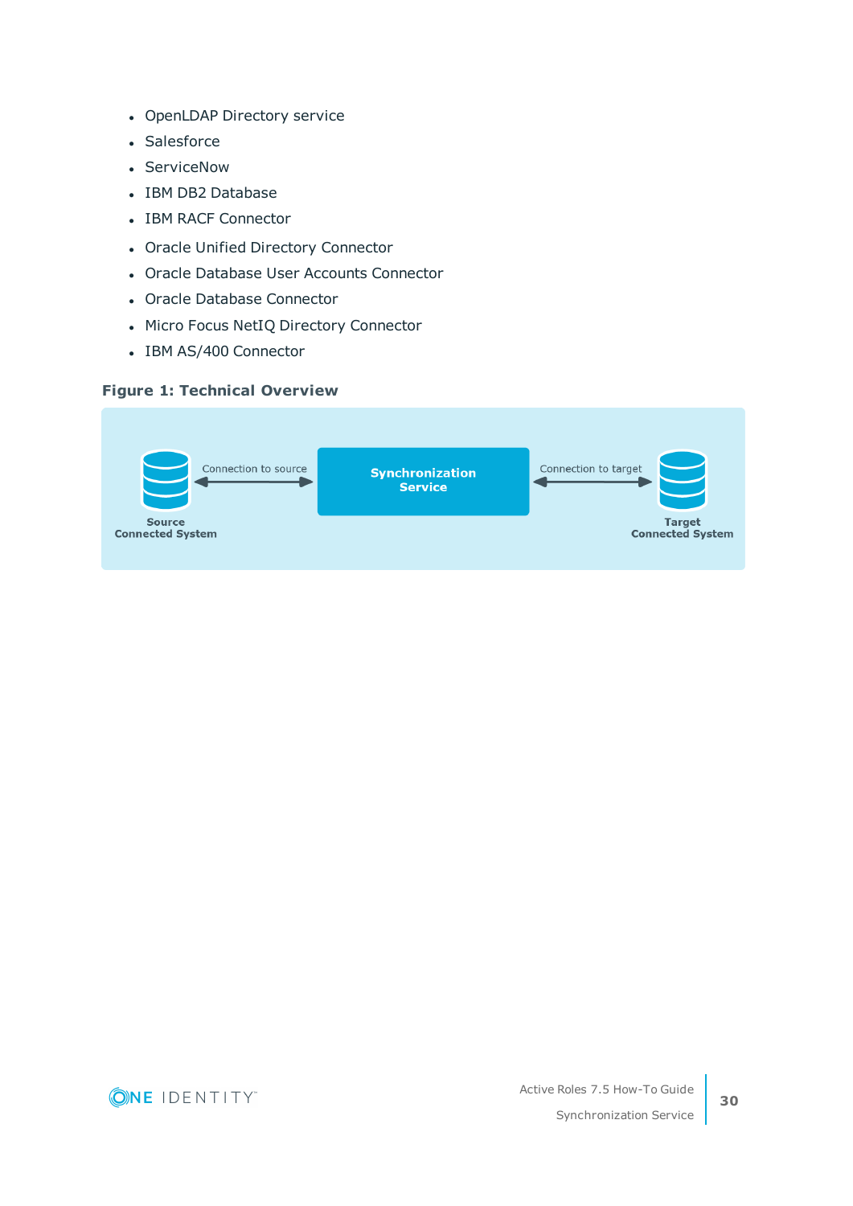- OpenLDAP Directory service
- Salesforce
- ServiceNow
- IBM DB2 Database
- IBM RACF Connector
- Oracle Unified Directory Connector
- Oracle Database User Accounts Connector
- Oracle Database Connector
- Micro Focus NetIQ Directory Connector
- IBM AS/400 Connector

**Figure 1: Technical Overview**

Source Connected System — Connection to source — Synchronization Service — Connection to target — Target Connected System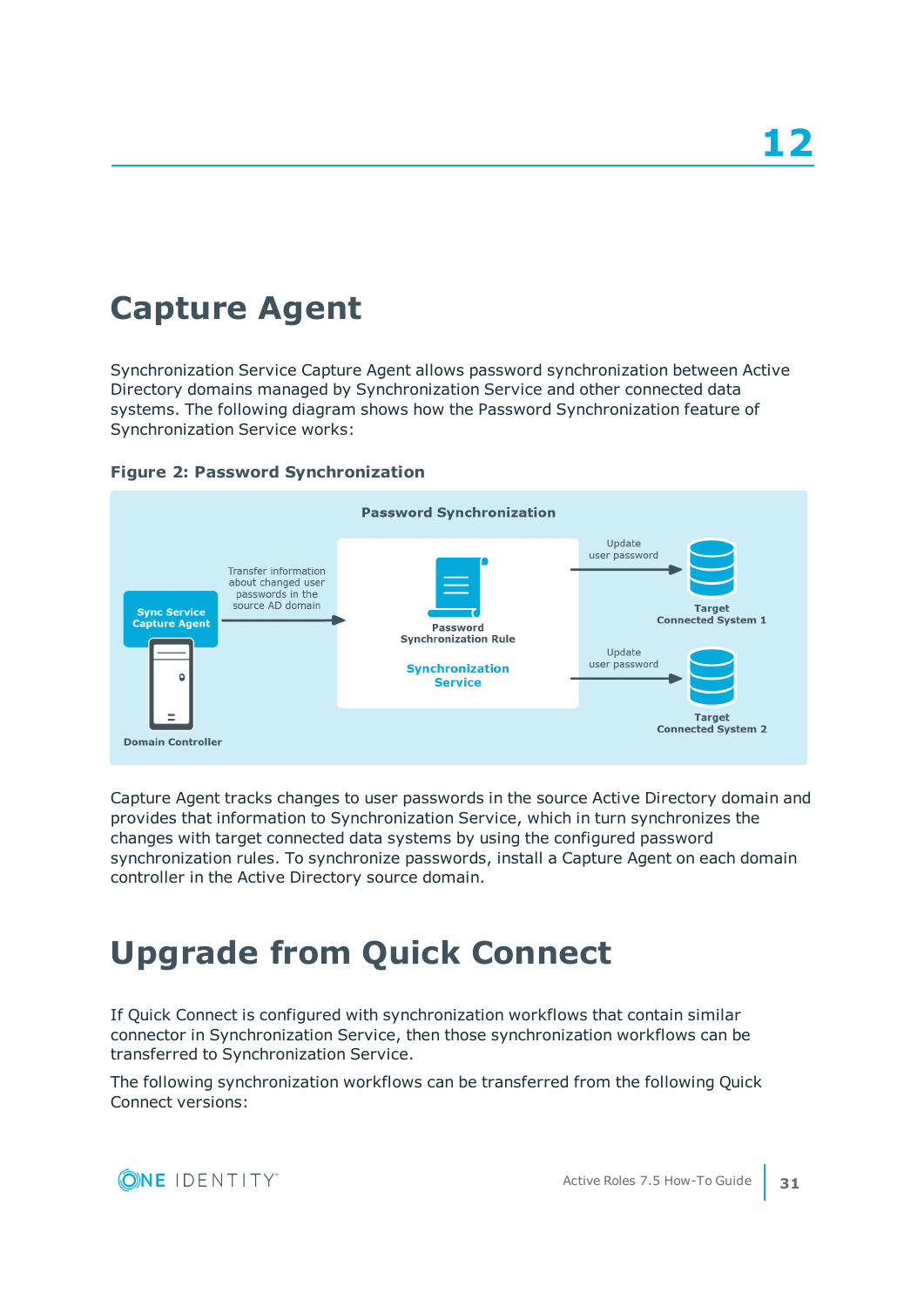# Capture Agent

Synchronization Service Capture Agent allows password synchronization between Active Directory domains managed by Synchronization Service and other connected data systems. The following diagram shows how the Password Synchronization feature of Synchronization Service works:

**Figure 2: Password Synchronization**

Capture Agent tracks changes to user passwords in the source Active Directory domain and provides that information to Synchronization Service, which in turn synchronizes the changes with target connected data systems by using the configured password synchronization rules. To synchronize passwords, install a Capture Agent on each domain controller in the Active Directory source domain.

# Upgrade from Quick Connect

If Quick Connect is configured with synchronization workflows that contain similar connector in Synchronization Service, then those synchronization workflows can be transferred to Synchronization Service.

The following synchronization workflows can be transferred from the following Quick Connect versions: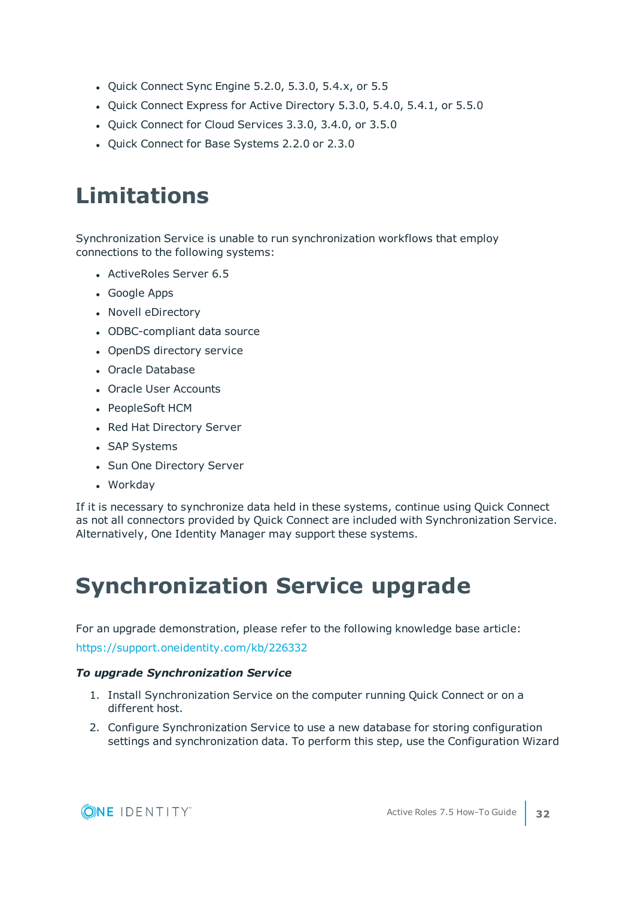- Quick Connect Sync Engine 5.2.0, 5.3.0, 5.4.x, or 5.5
- Quick Connect Express for Active Directory 5.3.0, 5.4.0, 5.4.1, or 5.5.0
- Quick Connect for Cloud Services 3.3.0, 3.4.0, or 3.5.0
- Quick Connect for Base Systems 2.2.0 or 2.3.0

# Limitations

Synchronization Service is unable to run synchronization workflows that employ connections to the following systems:

- ActiveRoles Server 6.5
- Google Apps
- Novell eDirectory
- ODBC-compliant data source
- OpenDS directory service
- Oracle Database
- Oracle User Accounts
- PeopleSoft HCM
- Red Hat Directory Server
- SAP Systems
- Sun One Directory Server
- Workday

If it is necessary to synchronize data held in these systems, continue using Quick Connect as not all connectors provided by Quick Connect are included with Synchronization Service. Alternatively, One Identity Manager may support these systems.

# Synchronization Service upgrade

For an upgrade demonstration, please refer to the following knowledge base article:

https://support.oneidentity.com/kb/226332

***To upgrade Synchronization Service***

1. Install Synchronization Service on the computer running Quick Connect or on a different host.
2. Configure Synchronization Service to use a new database for storing configuration settings and synchronization data. To perform this step, use the Configuration Wizard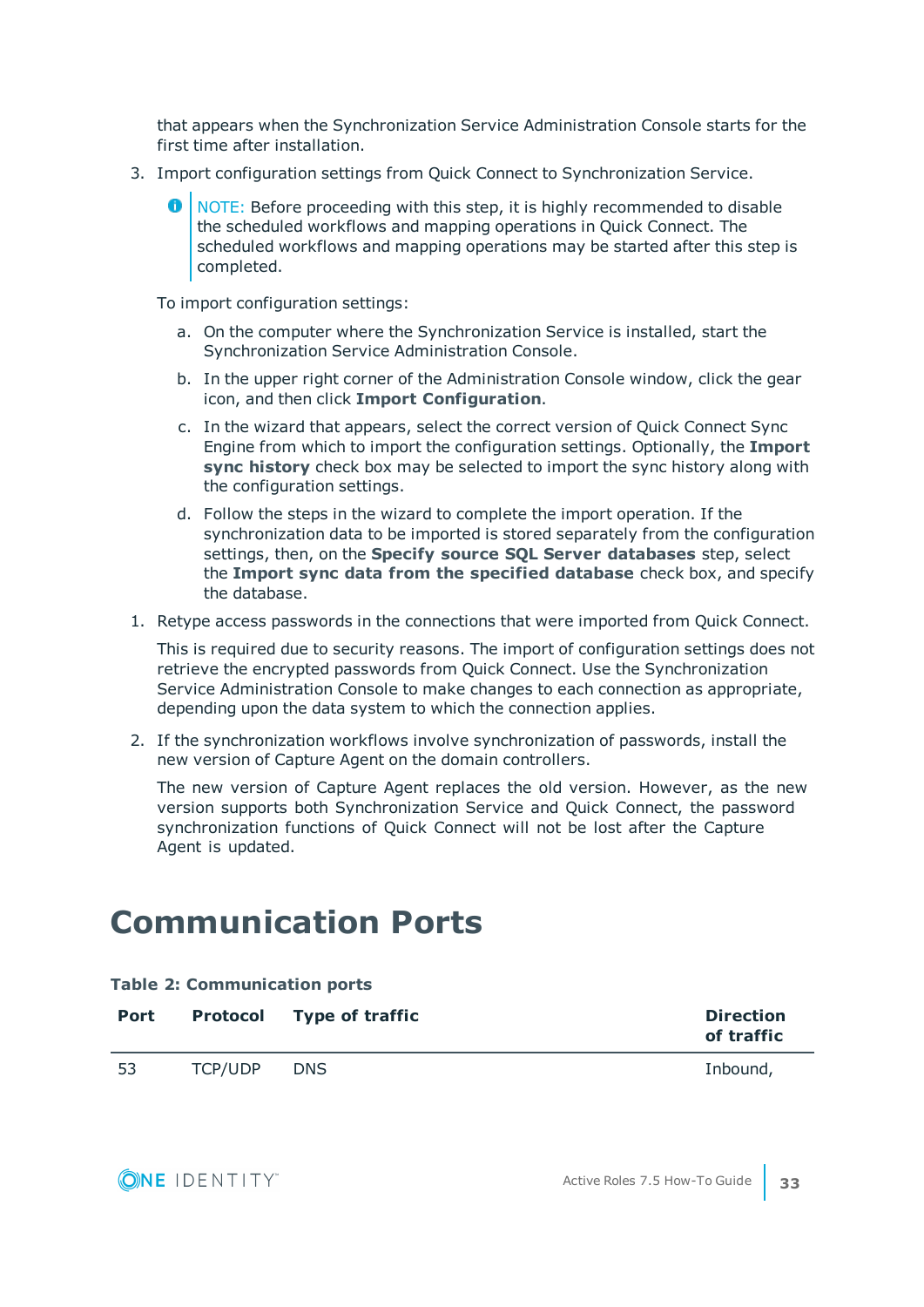that appears when the Synchronization Service Administration Console starts for the first time after installation.

3. Import configuration settings from Quick Connect to Synchronization Service.

   > NOTE: Before proceeding with this step, it is highly recommended to disable the scheduled workflows and mapping operations in Quick Connect. The scheduled workflows and mapping operations may be started after this step is completed.

   To import configuration settings:

   a. On the computer where the Synchronization Service is installed, start the Synchronization Service Administration Console.

   b. In the upper right corner of the Administration Console window, click the gear icon, and then click **Import Configuration**.

   c. In the wizard that appears, select the correct version of Quick Connect Sync Engine from which to import the configuration settings. Optionally, the **Import sync history** check box may be selected to import the sync history along with the configuration settings.

   d. Follow the steps in the wizard to complete the import operation. If the synchronization data to be imported is stored separately from the configuration settings, then, on the **Specify source SQL Server databases** step, select the **Import sync data from the specified database** check box, and specify the database.

1. Retype access passwords in the connections that were imported from Quick Connect.

   This is required due to security reasons. The import of configuration settings does not retrieve the encrypted passwords from Quick Connect. Use the Synchronization Service Administration Console to make changes to each connection as appropriate, depending upon the data system to which the connection applies.

2. If the synchronization workflows involve synchronization of passwords, install the new version of Capture Agent on the domain controllers.

   The new version of Capture Agent replaces the old version. However, as the new version supports both Synchronization Service and Quick Connect, the password synchronization functions of Quick Connect will not be lost after the Capture Agent is updated.

# Communication Ports

**Table 2: Communication ports**

| Port | Protocol | Type of traffic | Direction of traffic |
|---|---|---|---|
| 53 | TCP/UDP | DNS | Inbound, |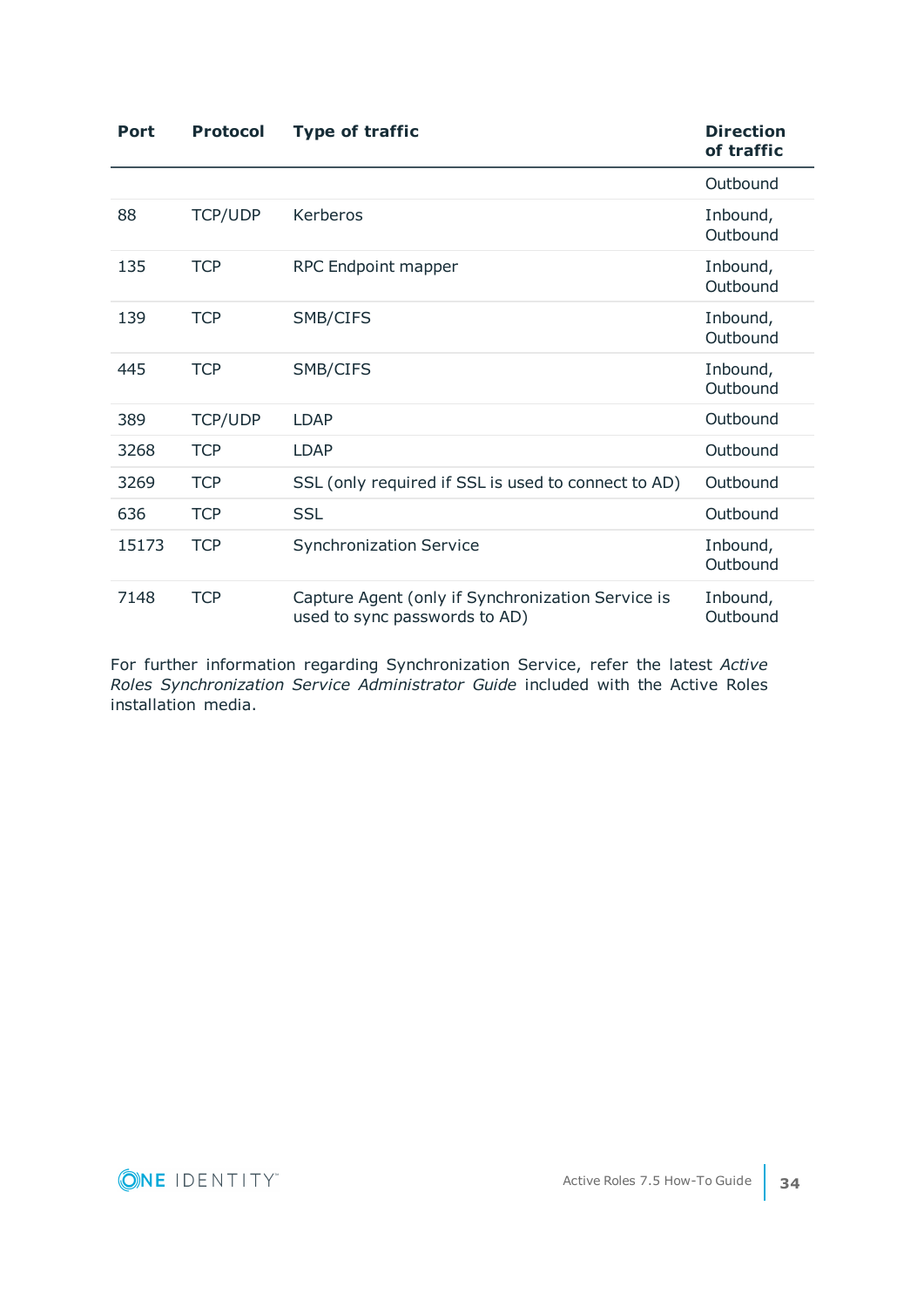| Port | Protocol | Type of traffic | Direction of traffic |
|---|---|---|---|
| | | | Outbound |
| 88 | TCP/UDP | Kerberos | Inbound, Outbound |
| 135 | TCP | RPC Endpoint mapper | Inbound, Outbound |
| 139 | TCP | SMB/CIFS | Inbound, Outbound |
| 445 | TCP | SMB/CIFS | Inbound, Outbound |
| 389 | TCP/UDP | LDAP | Outbound |
| 3268 | TCP | LDAP | Outbound |
| 3269 | TCP | SSL (only required if SSL is used to connect to AD) | Outbound |
| 636 | TCP | SSL | Outbound |
| 15173 | TCP | Synchronization Service | Inbound, Outbound |
| 7148 | TCP | Capture Agent (only if Synchronization Service is used to sync passwords to AD) | Inbound, Outbound |

For further information regarding Synchronization Service, refer the latest *Active Roles Synchronization Service Administrator Guide* included with the Active Roles installation media.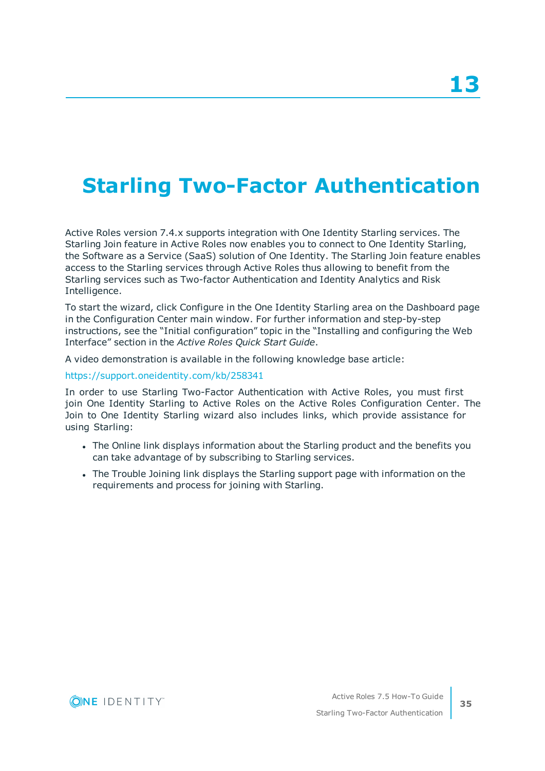# 13

# Starling Two-Factor Authentication

Active Roles version 7.4.x supports integration with One Identity Starling services. The Starling Join feature in Active Roles now enables you to connect to One Identity Starling, the Software as a Service (SaaS) solution of One Identity. The Starling Join feature enables access to the Starling services through Active Roles thus allowing to benefit from the Starling services such as Two-factor Authentication and Identity Analytics and Risk Intelligence.

To start the wizard, click Configure in the One Identity Starling area on the Dashboard page in the Configuration Center main window. For further information and step-by-step instructions, see the "Initial configuration" topic in the "Installing and configuring the Web Interface" section in the *Active Roles Quick Start Guide*.

A video demonstration is available in the following knowledge base article:

https://support.oneidentity.com/kb/258341

In order to use Starling Two-Factor Authentication with Active Roles, you must first join One Identity Starling to Active Roles on the Active Roles Configuration Center. The Join to One Identity Starling wizard also includes links, which provide assistance for using Starling:

- The Online link displays information about the Starling product and the benefits you can take advantage of by subscribing to Starling services.
- The Trouble Joining link displays the Starling support page with information on the requirements and process for joining with Starling.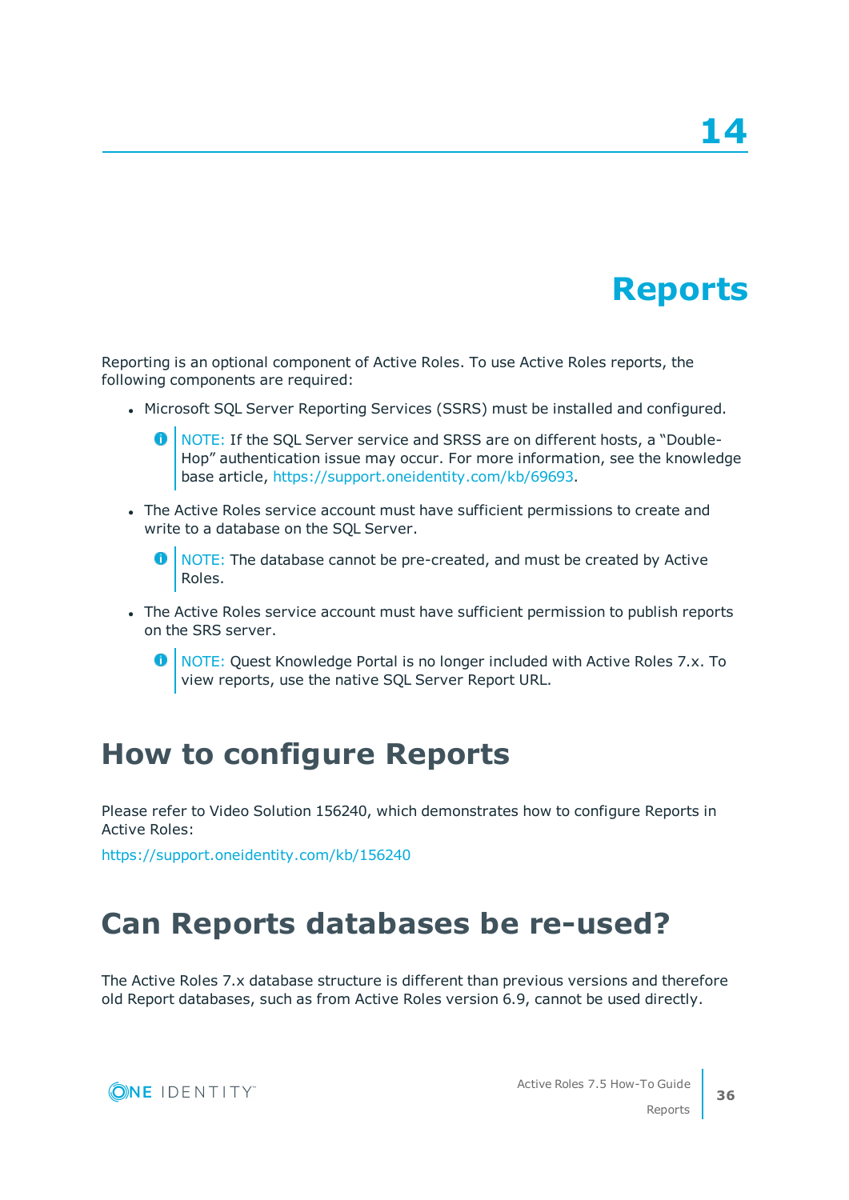# 14

# Reports

Reporting is an optional component of Active Roles. To use Active Roles reports, the following components are required:

- Microsoft SQL Server Reporting Services (SSRS) must be installed and configured.

  > NOTE: If the SQL Server service and SRSS are on different hosts, a “Double-Hop” authentication issue may occur. For more information, see the knowledge base article, https://support.oneidentity.com/kb/69693.

- The Active Roles service account must have sufficient permissions to create and write to a database on the SQL Server.

  > NOTE: The database cannot be pre-created, and must be created by Active Roles.

- The Active Roles service account must have sufficient permission to publish reports on the SRS server.

  > NOTE: Quest Knowledge Portal is no longer included with Active Roles 7.x. To view reports, use the native SQL Server Report URL.

## How to configure Reports

Please refer to Video Solution 156240, which demonstrates how to configure Reports in Active Roles:

https://support.oneidentity.com/kb/156240

## Can Reports databases be re-used?

The Active Roles 7.x database structure is different than previous versions and therefore old Report databases, such as from Active Roles version 6.9, cannot be used directly.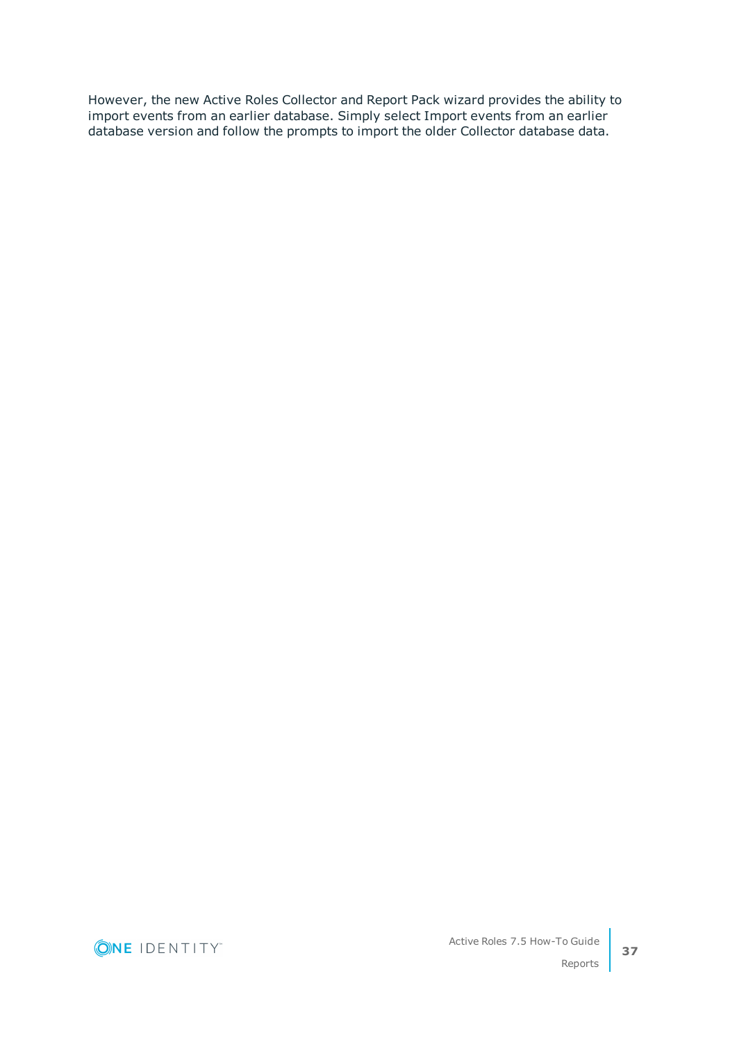However, the new Active Roles Collector and Report Pack wizard provides the ability to import events from an earlier database. Simply select Import events from an earlier database version and follow the prompts to import the older Collector database data.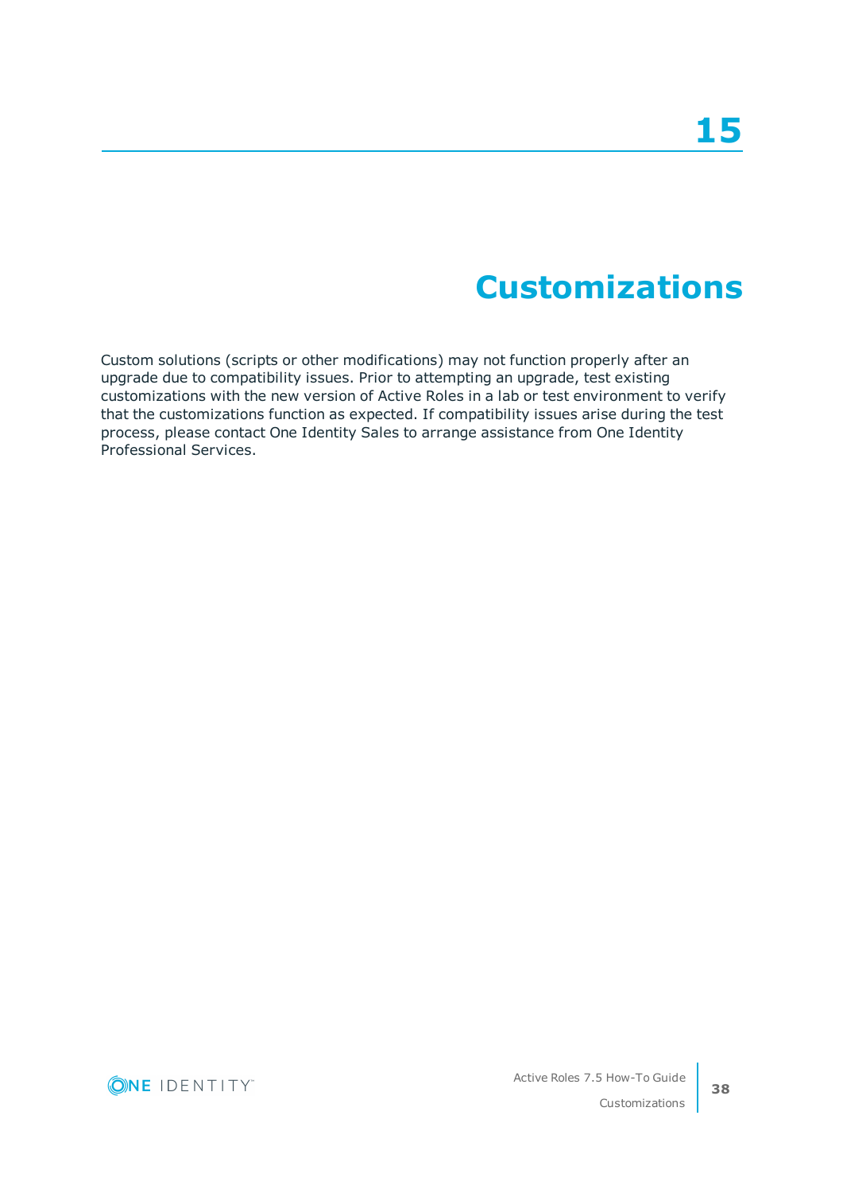# 15 Customizations

Custom solutions (scripts or other modifications) may not function properly after an upgrade due to compatibility issues. Prior to attempting an upgrade, test existing customizations with the new version of Active Roles in a lab or test environment to verify that the customizations function as expected. If compatibility issues arise during the test process, please contact One Identity Sales to arrange assistance from One Identity Professional Services.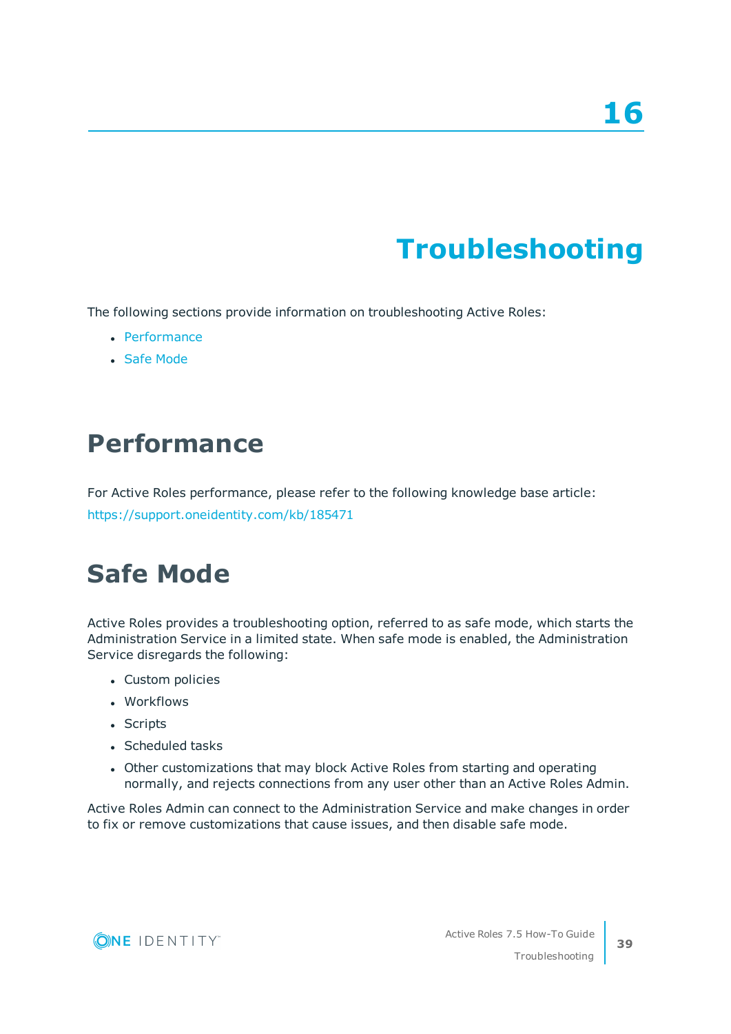# 16

# Troubleshooting

The following sections provide information on troubleshooting Active Roles:

- Performance
- Safe Mode

## Performance

For Active Roles performance, please refer to the following knowledge base article:

https://support.oneidentity.com/kb/185471

## Safe Mode

Active Roles provides a troubleshooting option, referred to as safe mode, which starts the Administration Service in a limited state. When safe mode is enabled, the Administration Service disregards the following:

- Custom policies
- Workflows
- Scripts
- Scheduled tasks
- Other customizations that may block Active Roles from starting and operating normally, and rejects connections from any user other than an Active Roles Admin.

Active Roles Admin can connect to the Administration Service and make changes in order to fix or remove customizations that cause issues, and then disable safe mode.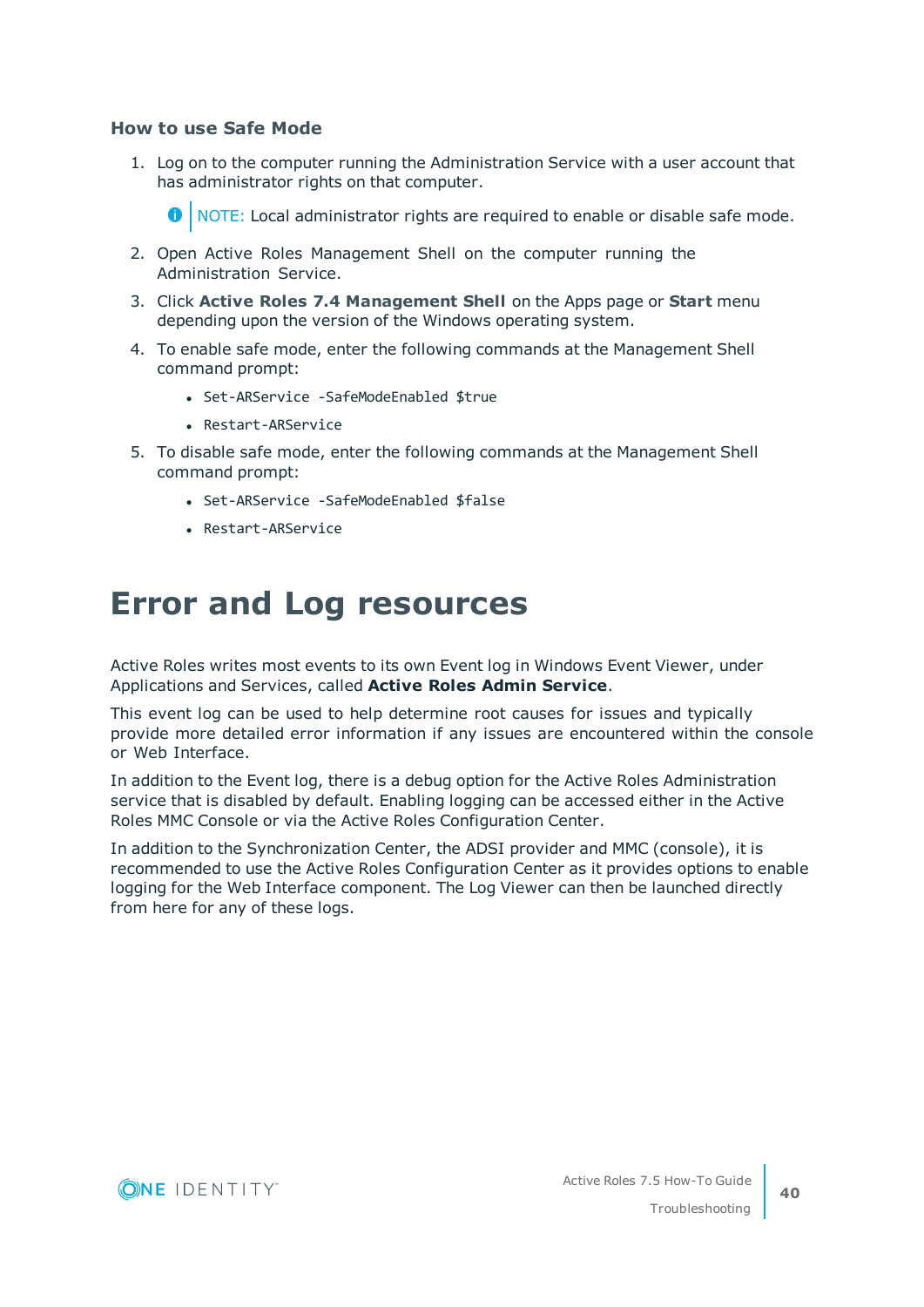### How to use Safe Mode

1. Log on to the computer running the Administration Service with a user account that has administrator rights on that computer.

   NOTE: Local administrator rights are required to enable or disable safe mode.

2. Open Active Roles Management Shell on the computer running the Administration Service.
3. Click **Active Roles 7.4 Management Shell** on the Apps page or **Start** menu depending upon the version of the Windows operating system.
4. To enable safe mode, enter the following commands at the Management Shell command prompt:
   - `Set-ARService -SafeModeEnabled $true`
   - `Restart-ARService`
5. To disable safe mode, enter the following commands at the Management Shell command prompt:
   - `Set-ARService -SafeModeEnabled $false`
   - `Restart-ARService`

# Error and Log resources

Active Roles writes most events to its own Event log in Windows Event Viewer, under Applications and Services, called **Active Roles Admin Service**.

This event log can be used to help determine root causes for issues and typically provide more detailed error information if any issues are encountered within the console or Web Interface.

In addition to the Event log, there is a debug option for the Active Roles Administration service that is disabled by default. Enabling logging can be accessed either in the Active Roles MMC Console or via the Active Roles Configuration Center.

In addition to the Synchronization Center, the ADSI provider and MMC (console), it is recommended to use the Active Roles Configuration Center as it provides options to enable logging for the Web Interface component. The Log Viewer can then be launched directly from here for any of these logs.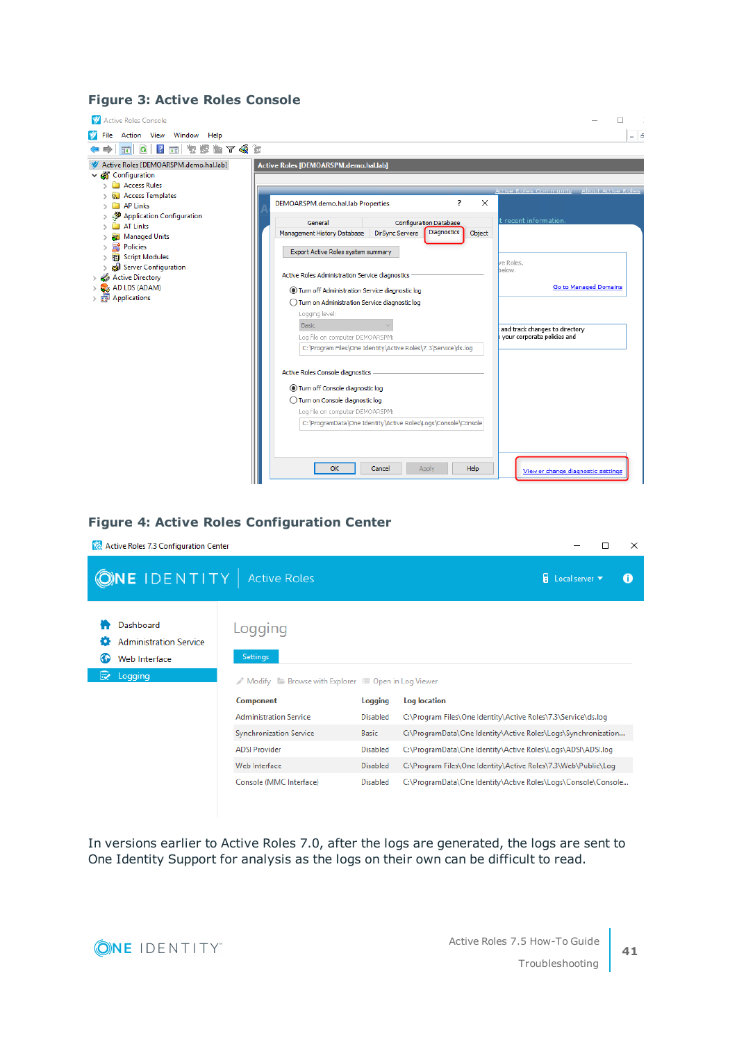**Figure 3: Active Roles Console**

**Figure 4: Active Roles Configuration Center**

In versions earlier to Active Roles 7.0, after the logs are generated, the logs are sent to One Identity Support for analysis as the logs on their own can be difficult to read.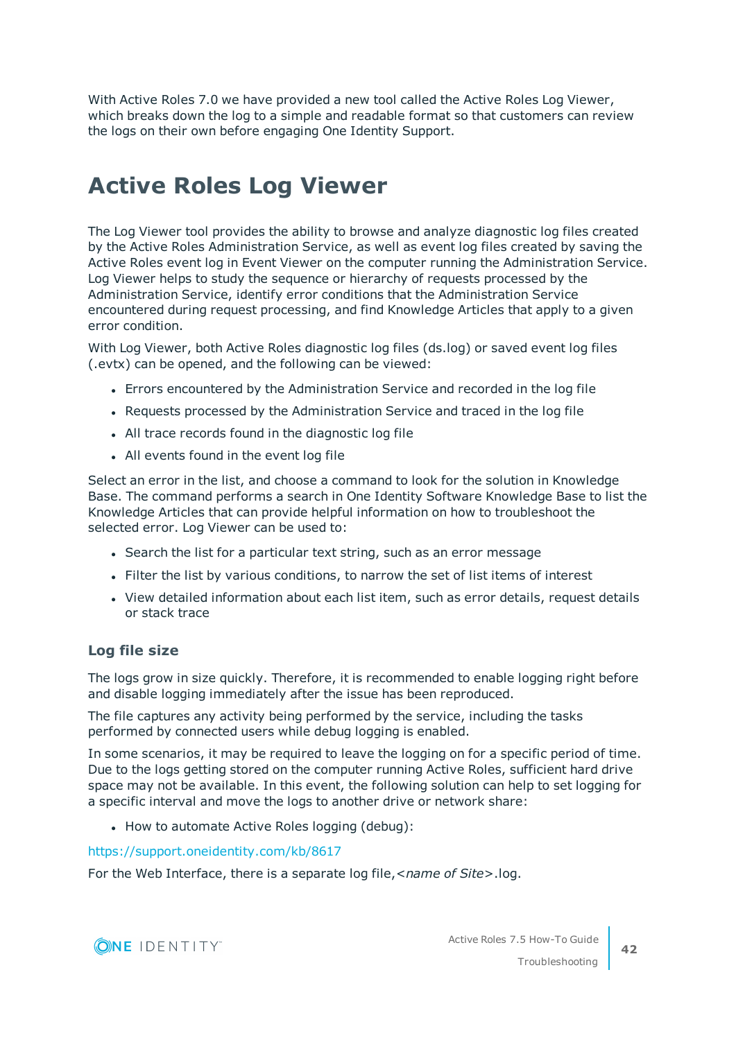With Active Roles 7.0 we have provided a new tool called the Active Roles Log Viewer, which breaks down the log to a simple and readable format so that customers can review the logs on their own before engaging One Identity Support.

# Active Roles Log Viewer

The Log Viewer tool provides the ability to browse and analyze diagnostic log files created by the Active Roles Administration Service, as well as event log files created by saving the Active Roles event log in Event Viewer on the computer running the Administration Service. Log Viewer helps to study the sequence or hierarchy of requests processed by the Administration Service, identify error conditions that the Administration Service encountered during request processing, and find Knowledge Articles that apply to a given error condition.

With Log Viewer, both Active Roles diagnostic log files (ds.log) or saved event log files (.evtx) can be opened, and the following can be viewed:

- Errors encountered by the Administration Service and recorded in the log file
- Requests processed by the Administration Service and traced in the log file
- All trace records found in the diagnostic log file
- All events found in the event log file

Select an error in the list, and choose a command to look for the solution in Knowledge Base. The command performs a search in One Identity Software Knowledge Base to list the Knowledge Articles that can provide helpful information on how to troubleshoot the selected error. Log Viewer can be used to:

- Search the list for a particular text string, such as an error message
- Filter the list by various conditions, to narrow the set of list items of interest
- View detailed information about each list item, such as error details, request details or stack trace

### Log file size

The logs grow in size quickly. Therefore, it is recommended to enable logging right before and disable logging immediately after the issue has been reproduced.

The file captures any activity being performed by the service, including the tasks performed by connected users while debug logging is enabled.

In some scenarios, it may be required to leave the logging on for a specific period of time. Due to the logs getting stored on the computer running Active Roles, sufficient hard drive space may not be available. In this event, the following solution can help to set logging for a specific interval and move the logs to another drive or network share:

- How to automate Active Roles logging (debug):

https://support.oneidentity.com/kb/8617

For the Web Interface, there is a separate log file,*<name of Site>*.log.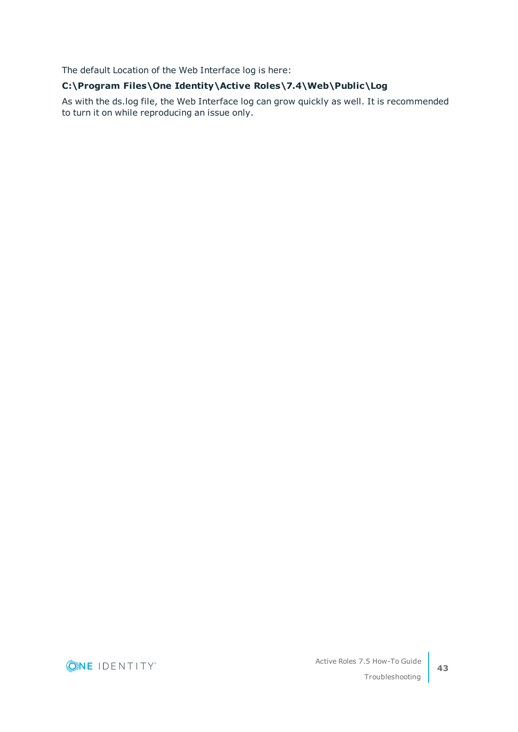The default Location of the Web Interface log is here:

**C:\Program Files\One Identity\Active Roles\7.4\Web\Public\Log**

As with the ds.log file, the Web Interface log can grow quickly as well. It is recommended to turn it on while reproducing an issue only.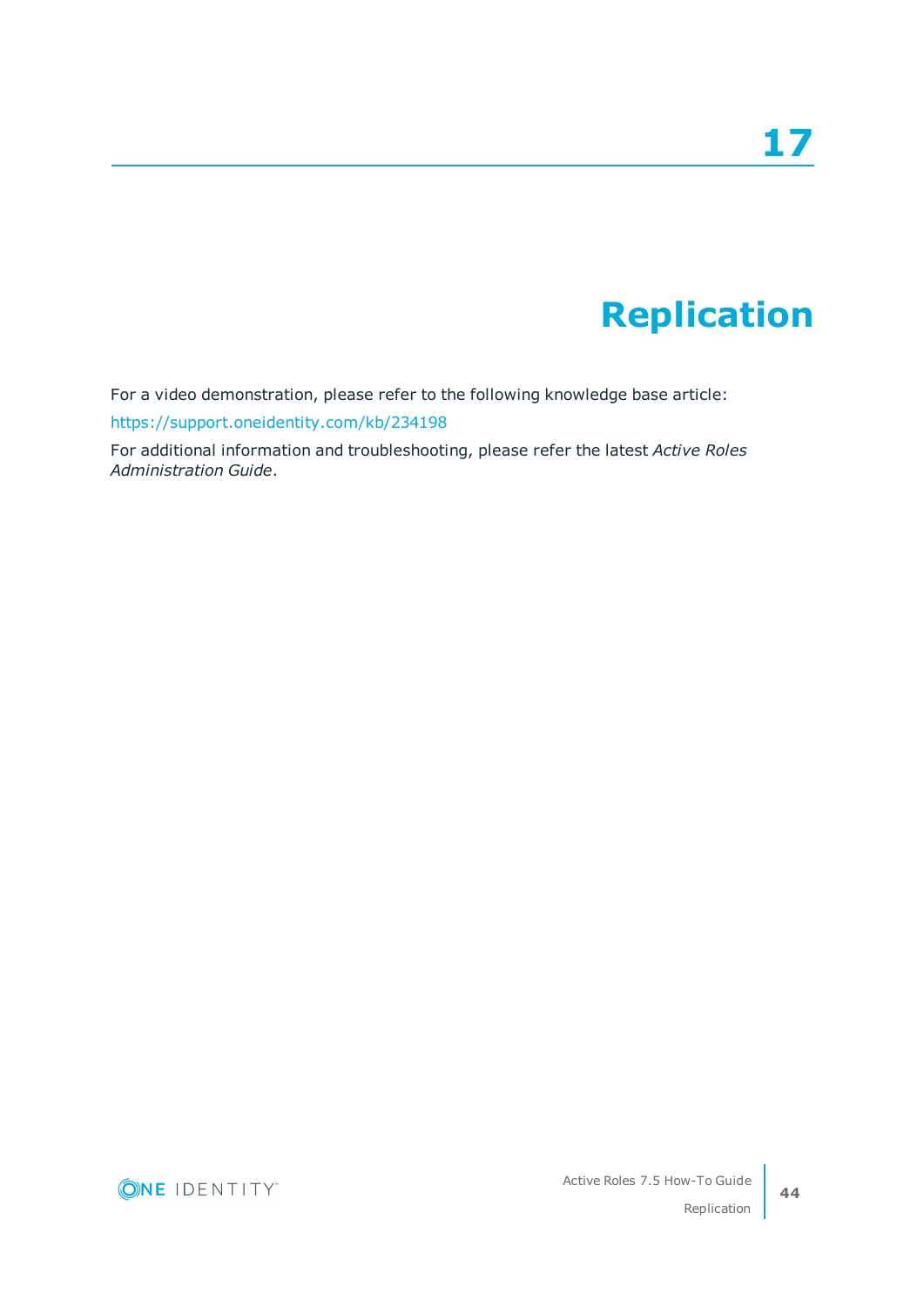# 17

# Replication

For a video demonstration, please refer to the following knowledge base article:

https://support.oneidentity.com/kb/234198

For additional information and troubleshooting, please refer the latest *Active Roles Administration Guide*.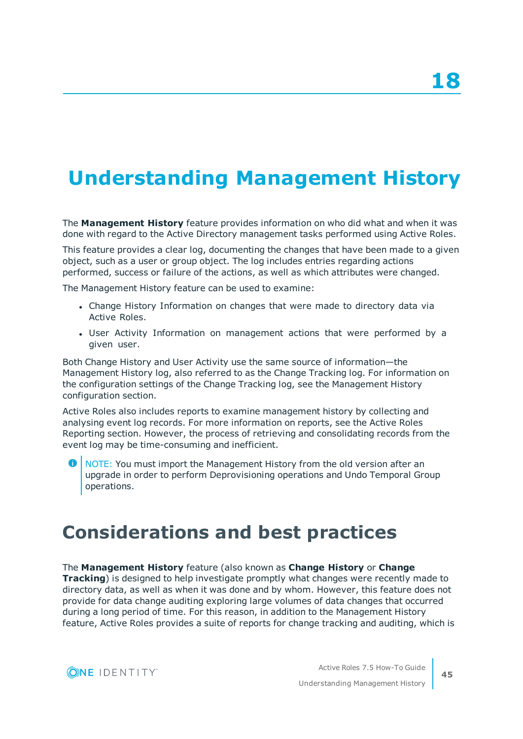18

# Understanding Management History

The **Management History** feature provides information on who did what and when it was done with regard to the Active Directory management tasks performed using Active Roles.

This feature provides a clear log, documenting the changes that have been made to a given object, such as a user or group object. The log includes entries regarding actions performed, success or failure of the actions, as well as which attributes were changed.

The Management History feature can be used to examine:

- Change History Information on changes that were made to directory data via Active Roles.
- User Activity Information on management actions that were performed by a given user.

Both Change History and User Activity use the same source of information—the Management History log, also referred to as the Change Tracking log. For information on the configuration settings of the Change Tracking log, see the Management History configuration section.

Active Roles also includes reports to examine management history by collecting and analysing event log records. For more information on reports, see the Active Roles Reporting section. However, the process of retrieving and consolidating records from the event log may be time-consuming and inefficient.

> NOTE: You must import the Management History from the old version after an upgrade in order to perform Deprovisioning operations and Undo Temporal Group operations.

## Considerations and best practices

The **Management History** feature (also known as **Change History** or **Change Tracking**) is designed to help investigate promptly what changes were recently made to directory data, as well as when it was done and by whom. However, this feature does not provide for data change auditing exploring large volumes of data changes that occurred during a long period of time. For this reason, in addition to the Management History feature, Active Roles provides a suite of reports for change tracking and auditing, which is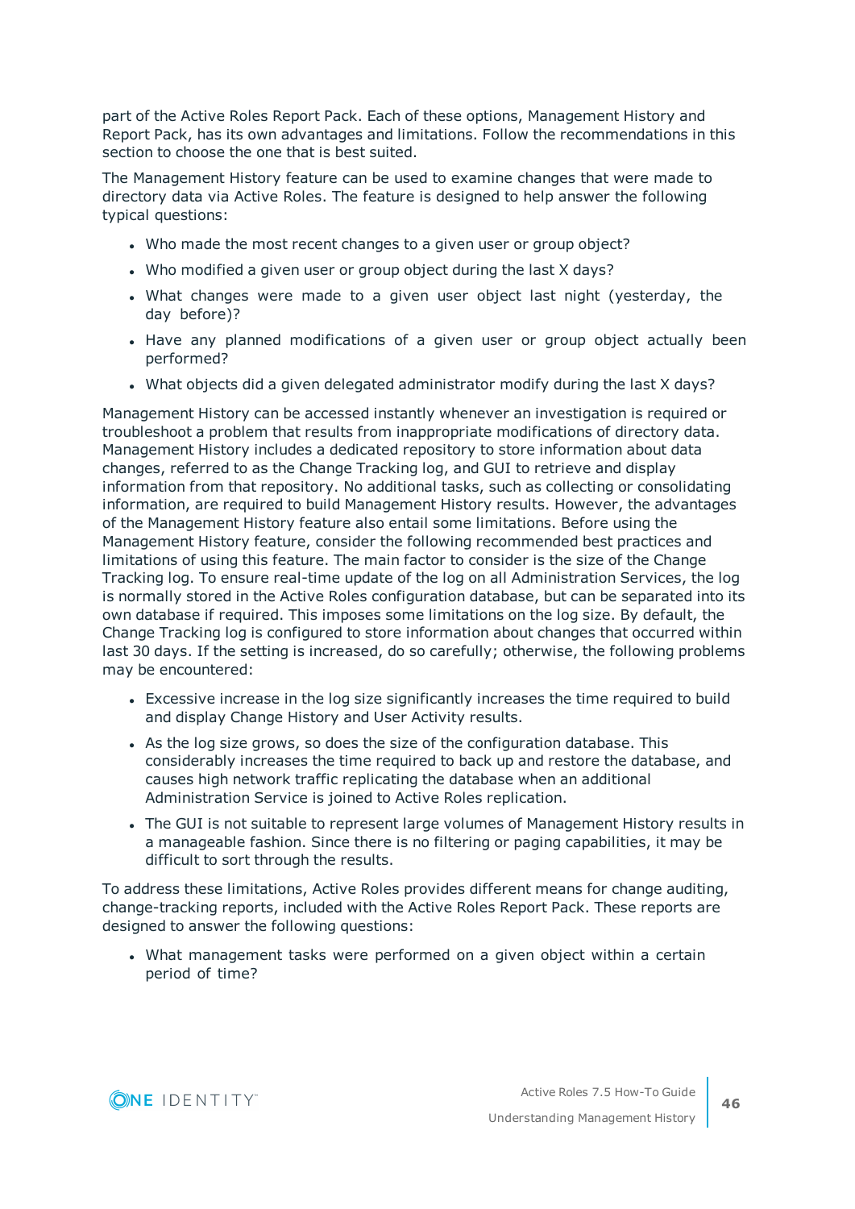part of the Active Roles Report Pack. Each of these options, Management History and Report Pack, has its own advantages and limitations. Follow the recommendations in this section to choose the one that is best suited.

The Management History feature can be used to examine changes that were made to directory data via Active Roles. The feature is designed to help answer the following typical questions:

- Who made the most recent changes to a given user or group object?
- Who modified a given user or group object during the last X days?
- What changes were made to a given user object last night (yesterday, the day before)?
- Have any planned modifications of a given user or group object actually been performed?
- What objects did a given delegated administrator modify during the last X days?

Management History can be accessed instantly whenever an investigation is required or troubleshoot a problem that results from inappropriate modifications of directory data. Management History includes a dedicated repository to store information about data changes, referred to as the Change Tracking log, and GUI to retrieve and display information from that repository. No additional tasks, such as collecting or consolidating information, are required to build Management History results. However, the advantages of the Management History feature also entail some limitations. Before using the Management History feature, consider the following recommended best practices and limitations of using this feature. The main factor to consider is the size of the Change Tracking log. To ensure real-time update of the log on all Administration Services, the log is normally stored in the Active Roles configuration database, but can be separated into its own database if required. This imposes some limitations on the log size. By default, the Change Tracking log is configured to store information about changes that occurred within last 30 days. If the setting is increased, do so carefully; otherwise, the following problems may be encountered:

- Excessive increase in the log size significantly increases the time required to build and display Change History and User Activity results.
- As the log size grows, so does the size of the configuration database. This considerably increases the time required to back up and restore the database, and causes high network traffic replicating the database when an additional Administration Service is joined to Active Roles replication.
- The GUI is not suitable to represent large volumes of Management History results in a manageable fashion. Since there is no filtering or paging capabilities, it may be difficult to sort through the results.

To address these limitations, Active Roles provides different means for change auditing, change-tracking reports, included with the Active Roles Report Pack. These reports are designed to answer the following questions:

- What management tasks were performed on a given object within a certain period of time?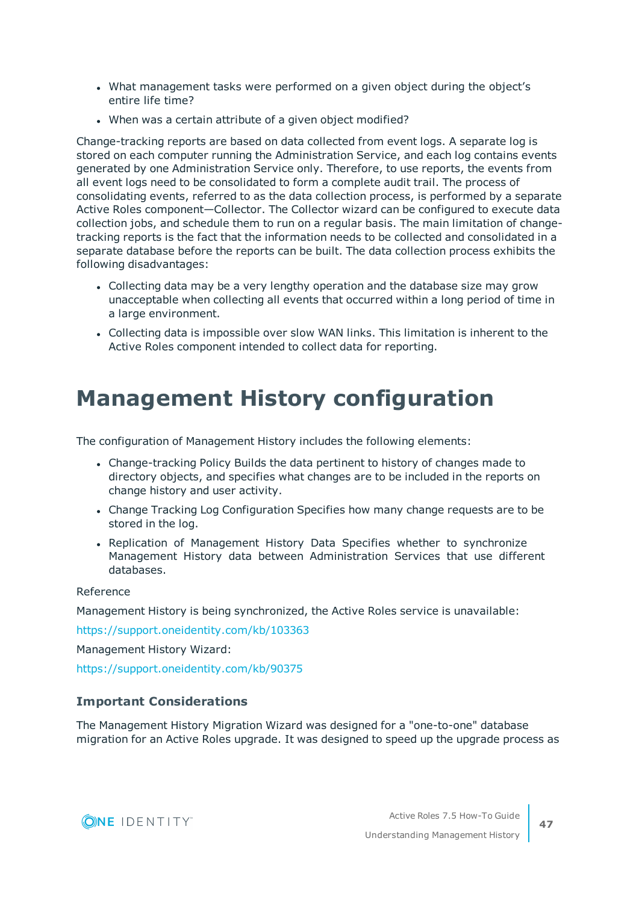- What management tasks were performed on a given object during the object's entire life time?
- When was a certain attribute of a given object modified?

Change-tracking reports are based on data collected from event logs. A separate log is stored on each computer running the Administration Service, and each log contains events generated by one Administration Service only. Therefore, to use reports, the events from all event logs need to be consolidated to form a complete audit trail. The process of consolidating events, referred to as the data collection process, is performed by a separate Active Roles component—Collector. The Collector wizard can be configured to execute data collection jobs, and schedule them to run on a regular basis. The main limitation of change-tracking reports is the fact that the information needs to be collected and consolidated in a separate database before the reports can be built. The data collection process exhibits the following disadvantages:

- Collecting data may be a very lengthy operation and the database size may grow unacceptable when collecting all events that occurred within a long period of time in a large environment.
- Collecting data is impossible over slow WAN links. This limitation is inherent to the Active Roles component intended to collect data for reporting.

# Management History configuration

The configuration of Management History includes the following elements:

- Change-tracking Policy Builds the data pertinent to history of changes made to directory objects, and specifies what changes are to be included in the reports on change history and user activity.
- Change Tracking Log Configuration Specifies how many change requests are to be stored in the log.
- Replication of Management History Data Specifies whether to synchronize Management History data between Administration Services that use different databases.

Reference

Management History is being synchronized, the Active Roles service is unavailable:

https://support.oneidentity.com/kb/103363

Management History Wizard:

https://support.oneidentity.com/kb/90375

### Important Considerations

The Management History Migration Wizard was designed for a "one-to-one" database migration for an Active Roles upgrade. It was designed to speed up the upgrade process as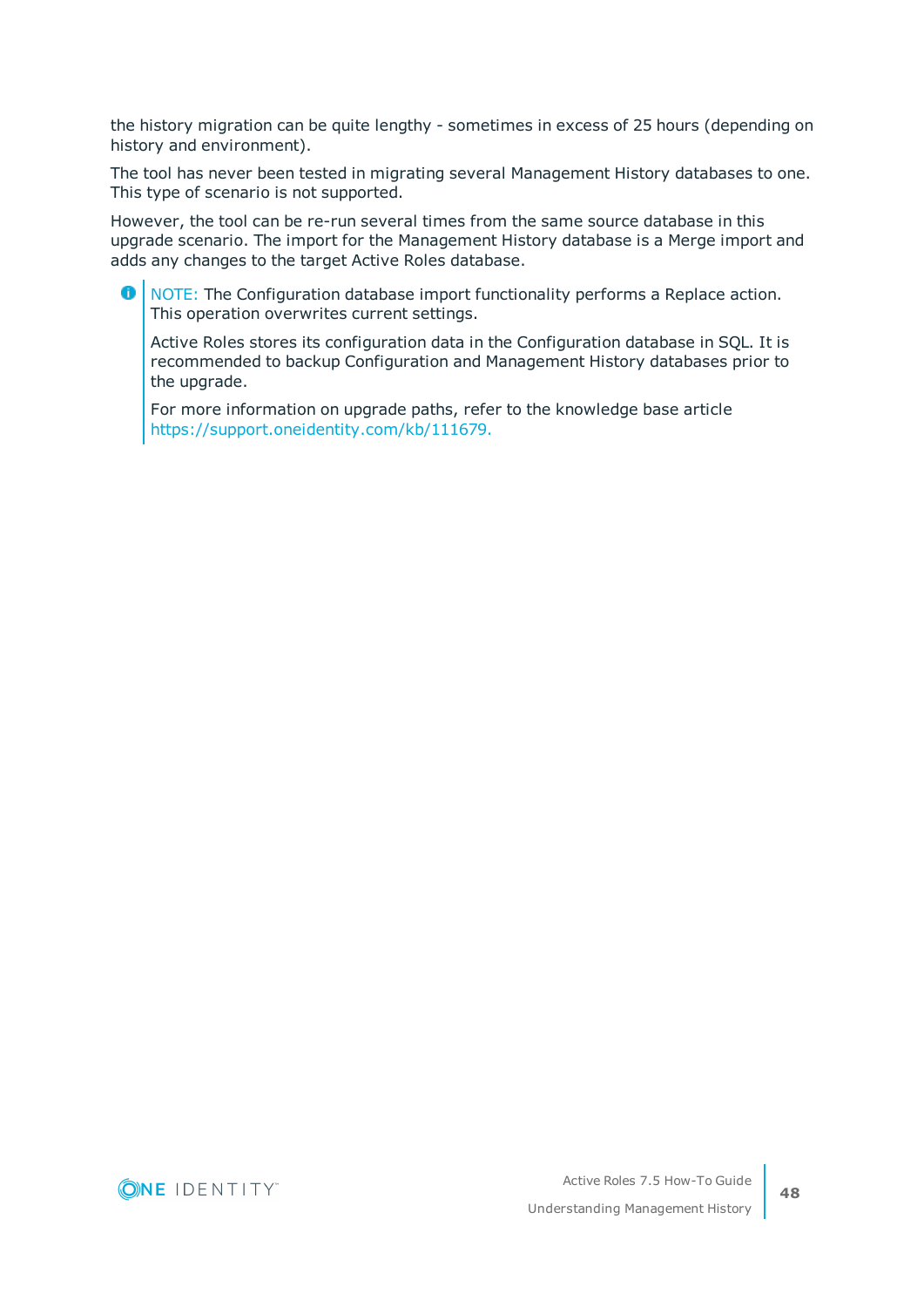the history migration can be quite lengthy - sometimes in excess of 25 hours (depending on history and environment).

The tool has never been tested in migrating several Management History databases to one. This type of scenario is not supported.

However, the tool can be re-run several times from the same source database in this upgrade scenario. The import for the Management History database is a Merge import and adds any changes to the target Active Roles database.

> NOTE: The Configuration database import functionality performs a Replace action. This operation overwrites current settings.
>
> Active Roles stores its configuration data in the Configuration database in SQL. It is recommended to backup Configuration and Management History databases prior to the upgrade.
>
> For more information on upgrade paths, refer to the knowledge base article https://support.oneidentity.com/kb/111679.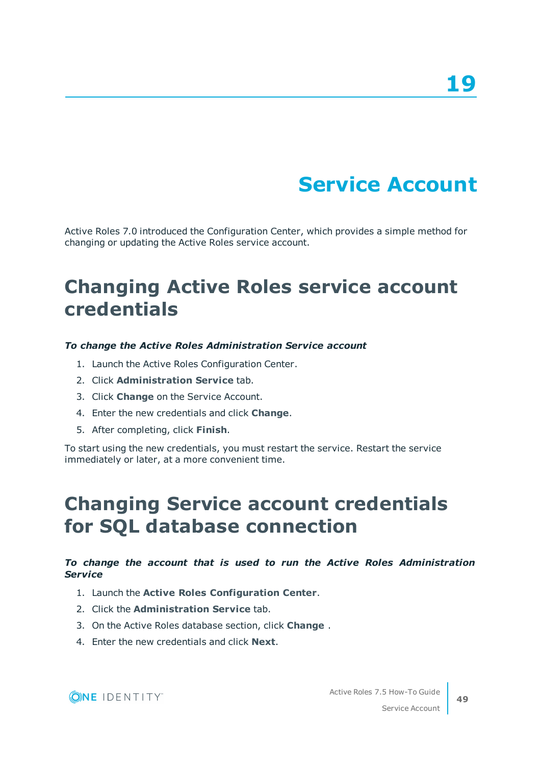# 19

# Service Account

Active Roles 7.0 introduced the Configuration Center, which provides a simple method for changing or updating the Active Roles service account.

## Changing Active Roles service account credentials

***To change the Active Roles Administration Service account***

1. Launch the Active Roles Configuration Center.
2. Click **Administration Service** tab.
3. Click **Change** on the Service Account.
4. Enter the new credentials and click **Change**.
5. After completing, click **Finish**.

To start using the new credentials, you must restart the service. Restart the service immediately or later, at a more convenient time.

## Changing Service account credentials for SQL database connection

***To change the account that is used to run the Active Roles Administration Service***

1. Launch the **Active Roles Configuration Center**.
2. Click the **Administration Service** tab.
3. On the Active Roles database section, click **Change** .
4. Enter the new credentials and click **Next**.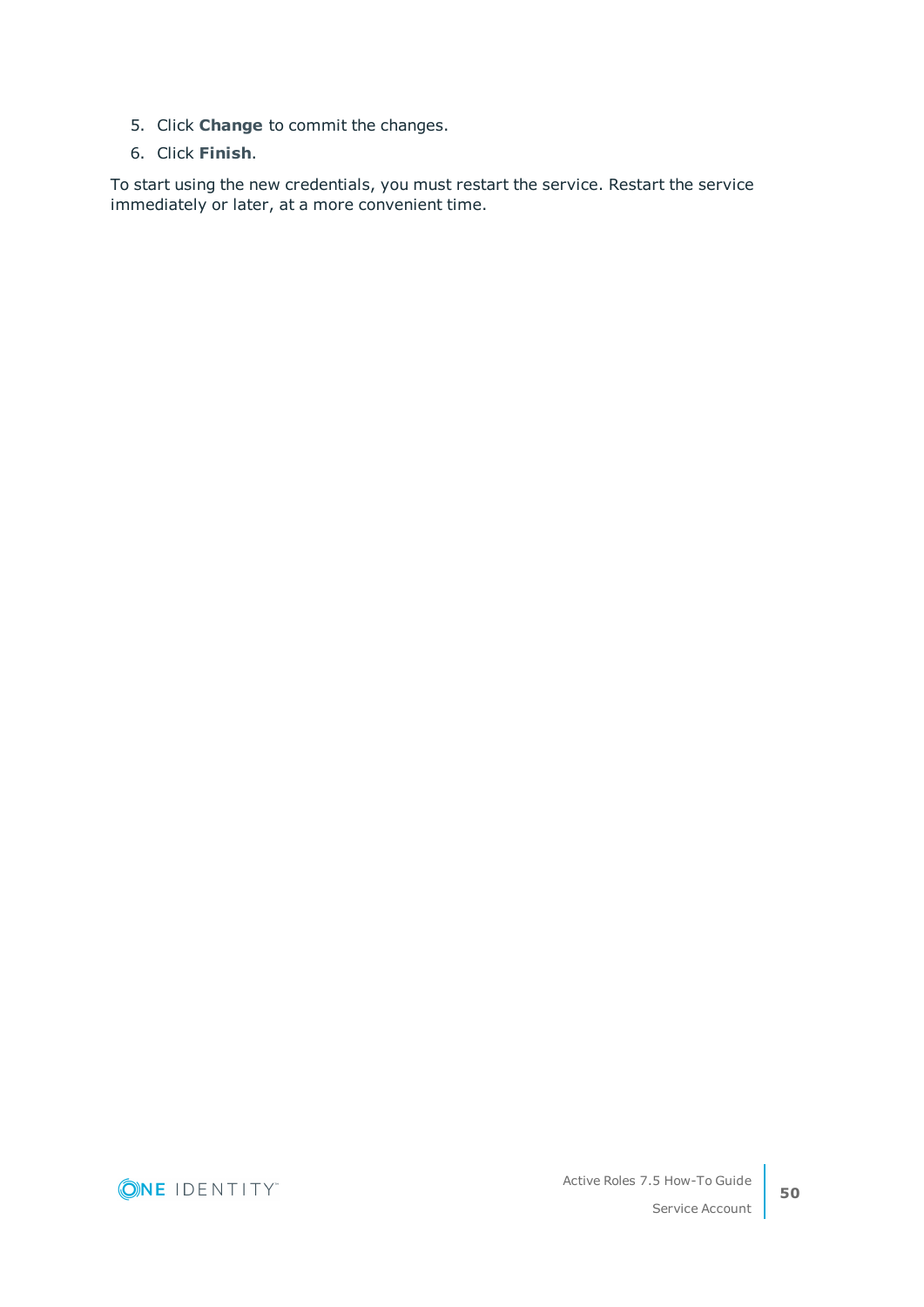5. Click **Change** to commit the changes.
6. Click **Finish**.

To start using the new credentials, you must restart the service. Restart the service immediately or later, at a more convenient time.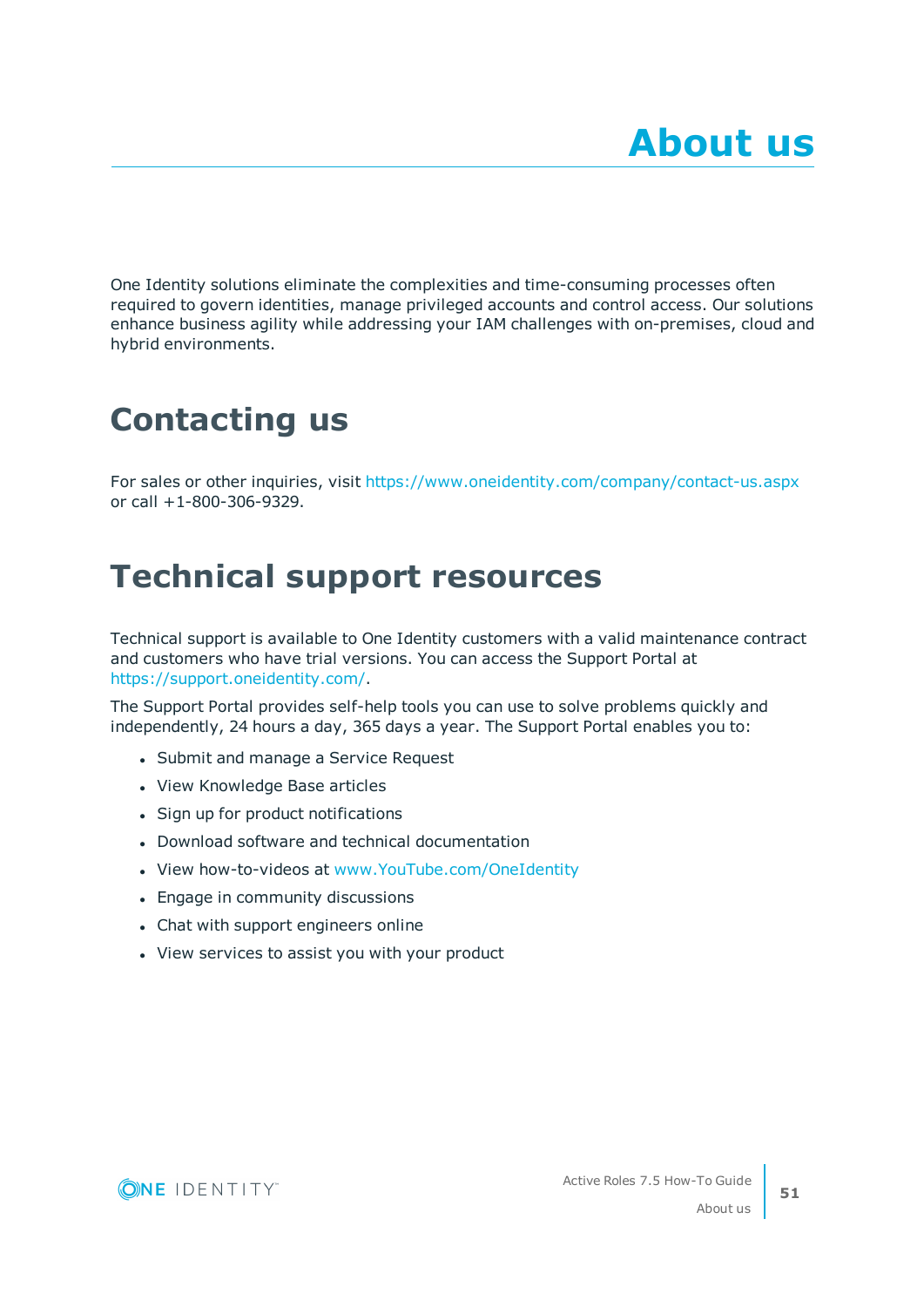# About us

One Identity solutions eliminate the complexities and time-consuming processes often required to govern identities, manage privileged accounts and control access. Our solutions enhance business agility while addressing your IAM challenges with on-premises, cloud and hybrid environments.

## Contacting us

For sales or other inquiries, visit https://www.oneidentity.com/company/contact-us.aspx or call +1-800-306-9329.

## Technical support resources

Technical support is available to One Identity customers with a valid maintenance contract and customers who have trial versions. You can access the Support Portal at https://support.oneidentity.com/.

The Support Portal provides self-help tools you can use to solve problems quickly and independently, 24 hours a day, 365 days a year. The Support Portal enables you to:

- Submit and manage a Service Request
- View Knowledge Base articles
- Sign up for product notifications
- Download software and technical documentation
- View how-to-videos at www.YouTube.com/OneIdentity
- Engage in community discussions
- Chat with support engineers online
- View services to assist you with your product